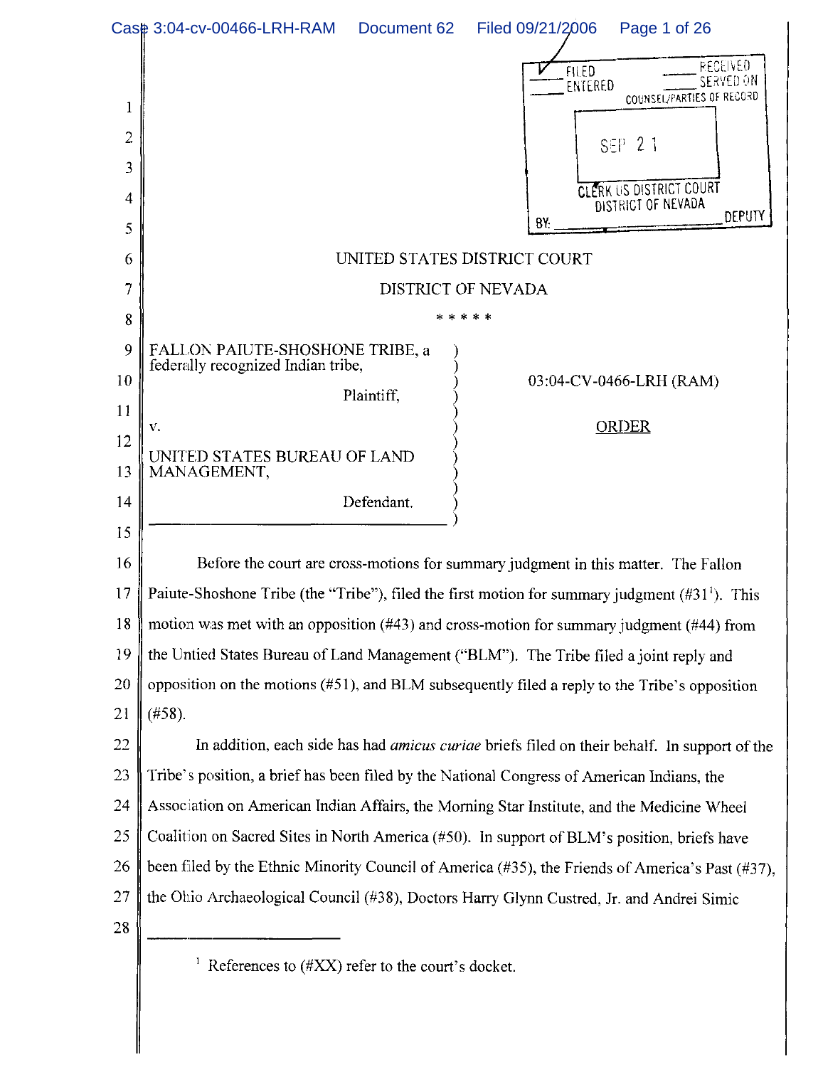UNITED STATES DISTRICT COURT

DISTRICT OF NEVADA

\* \* \* \* \*

FALLON PAIUTE-SHOSHONE TRIBE, a federally recognized Indian tribe,

Plaintiff,

v.

UNITED STATES BUREAU OF LAND MANAGEMENT,

Defendant.

03:04-CV-0466-LRH (RAM)

ORDER

Before the court are cross-motions for summary judgment in this matter. The Fallon Paiute-Shoshone Tribe (the "Tribe"), filed the first motion for summary judgment (#31[1]). This motion was met with an opposition (#43) and cross-motion for summary judgment (#44) from the Untied States Bureau of Land Management ("BLM"). The Tribe filed a joint reply and opposition on the motions (#51), and BLM subsequently filed a reply to the Tribe's opposition (#58).

In addition, each side has had *amicus curiae* briefs filed on their behalf. In support of the Tribe's position, a brief has been filed by the National Congress of American Indians, the Association on American Indian Affairs, the Morning Star Institute, and the Medicine Wheel Coalition on Sacred Sites in North America (#50). In support of BLM's position, briefs have been filed by the Ethnic Minority Council of America (#35), the Friends of America's Past (#37), the Ohio Archaeological Council (#38), Doctors Harry Glynn Custred, Jr. and Andrei Simic

---

[1] References to (#XX) refer to the court's docket.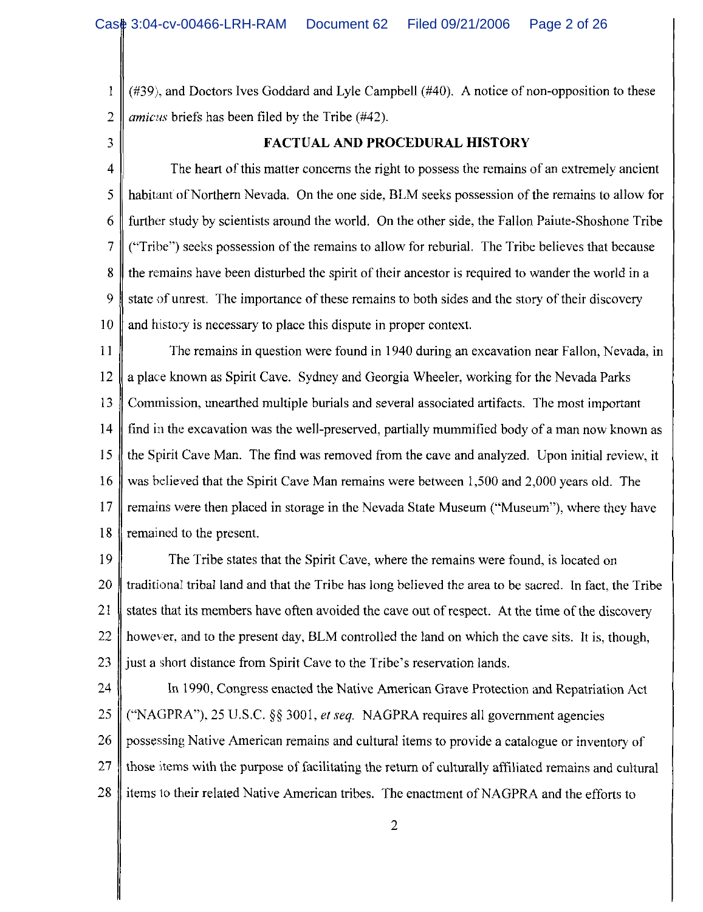(#39), and Doctors Ives Goddard and Lyle Campbell (#40). A notice of non-opposition to these *amicus* briefs has been filed by the Tribe (#42).

## FACTUAL AND PROCEDURAL HISTORY

The heart of this matter concerns the right to possess the remains of an extremely ancient habitant of Northern Nevada. On the one side, BLM seeks possession of the remains to allow for further study by scientists around the world. On the other side, the Fallon Paiute-Shoshone Tribe ("Tribe") seeks possession of the remains to allow for reburial. The Tribe believes that because the remains have been disturbed the spirit of their ancestor is required to wander the world in a state of unrest. The importance of these remains to both sides and the story of their discovery and history is necessary to place this dispute in proper context.

The remains in question were found in 1940 during an excavation near Fallon, Nevada, in a place known as Spirit Cave. Sydney and Georgia Wheeler, working for the Nevada Parks Commission, unearthed multiple burials and several associated artifacts. The most important find in the excavation was the well-preserved, partially mummified body of a man now known as the Spirit Cave Man. The find was removed from the cave and analyzed. Upon initial review, it was believed that the Spirit Cave Man remains were between 1,500 and 2,000 years old. The remains were then placed in storage in the Nevada State Museum ("Museum"), where they have remained to the present.

The Tribe states that the Spirit Cave, where the remains were found, is located on traditional tribal land and that the Tribe has long believed the area to be sacred. In fact, the Tribe states that its members have often avoided the cave out of respect. At the time of the discovery however, and to the present day, BLM controlled the land on which the cave sits. It is, though, just a short distance from Spirit Cave to the Tribe's reservation lands.

In 1990, Congress enacted the Native American Grave Protection and Repatriation Act ("NAGPRA"), 25 U.S.C. §§ 3001, *et seq.* NAGPRA requires all government agencies possessing Native American remains and cultural items to provide a catalogue or inventory of those items with the purpose of facilitating the return of culturally affiliated remains and cultural items to their related Native American tribes. The enactment of NAGPRA and the efforts to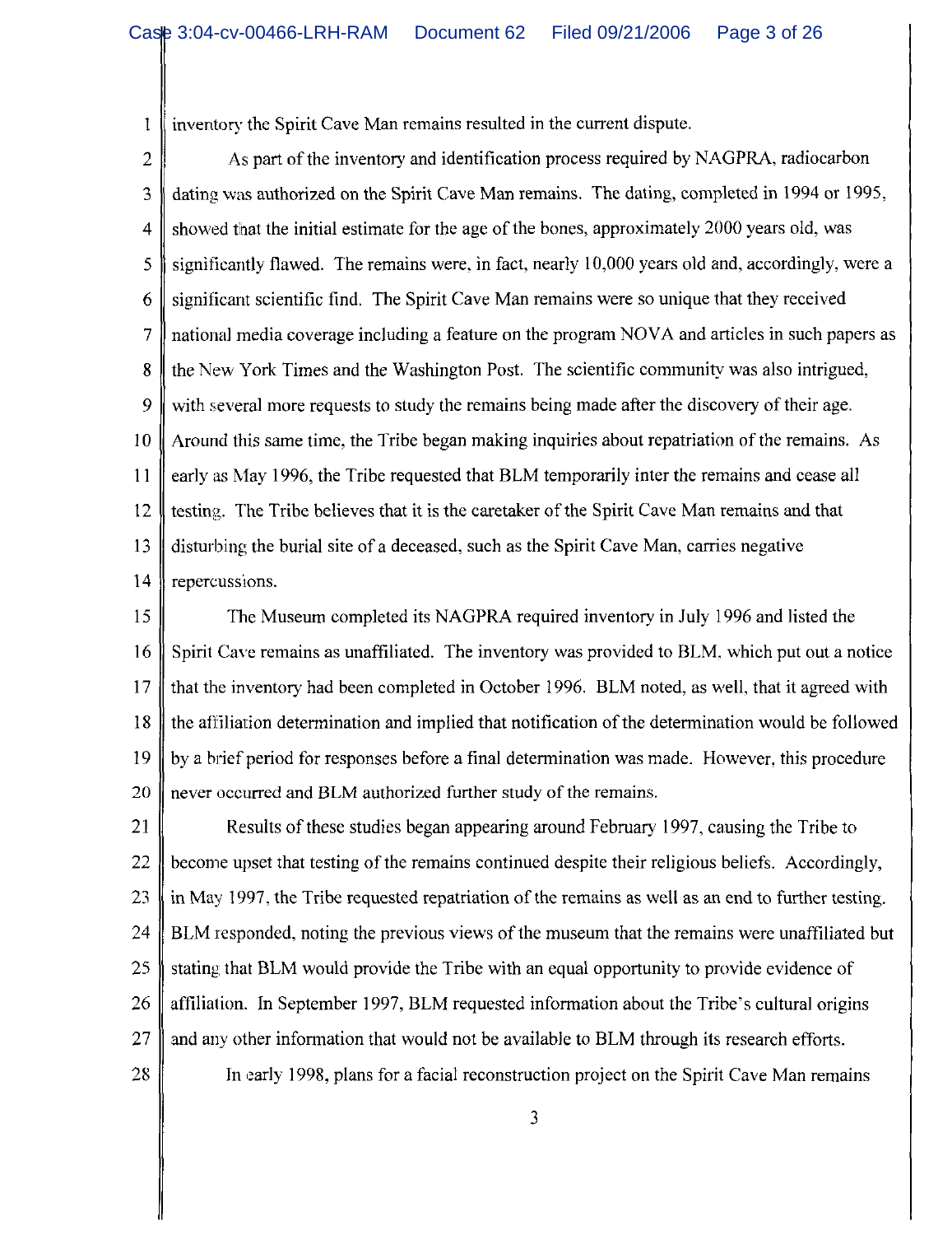inventory the Spirit Cave Man remains resulted in the current dispute.

As part of the inventory and identification process required by NAGPRA, radiocarbon dating was authorized on the Spirit Cave Man remains. The dating, completed in 1994 or 1995, showed that the initial estimate for the age of the bones, approximately 2000 years old, was significantly flawed. The remains were, in fact, nearly 10,000 years old and, accordingly, were a significant scientific find. The Spirit Cave Man remains were so unique that they received national media coverage including a feature on the program NOVA and articles in such papers as the New York Times and the Washington Post. The scientific community was also intrigued, with several more requests to study the remains being made after the discovery of their age. Around this same time, the Tribe began making inquiries about repatriation of the remains. As early as May 1996, the Tribe requested that BLM temporarily inter the remains and cease all testing. The Tribe believes that it is the caretaker of the Spirit Cave Man remains and that disturbing the burial site of a deceased, such as the Spirit Cave Man, carries negative repercussions.

The Museum completed its NAGPRA required inventory in July 1996 and listed the Spirit Cave remains as unaffiliated. The inventory was provided to BLM, which put out a notice that the inventory had been completed in October 1996. BLM noted, as well, that it agreed with the affiliation determination and implied that notification of the determination would be followed by a brief period for responses before a final determination was made. However, this procedure never occurred and BLM authorized further study of the remains.

Results of these studies began appearing around February 1997, causing the Tribe to become upset that testing of the remains continued despite their religious beliefs. Accordingly, in May 1997, the Tribe requested repatriation of the remains as well as an end to further testing. BLM responded, noting the previous views of the museum that the remains were unaffiliated but stating that BLM would provide the Tribe with an equal opportunity to provide evidence of affiliation. In September 1997, BLM requested information about the Tribe's cultural origins and any other information that would not be available to BLM through its research efforts.

In early 1998, plans for a facial reconstruction project on the Spirit Cave Man remains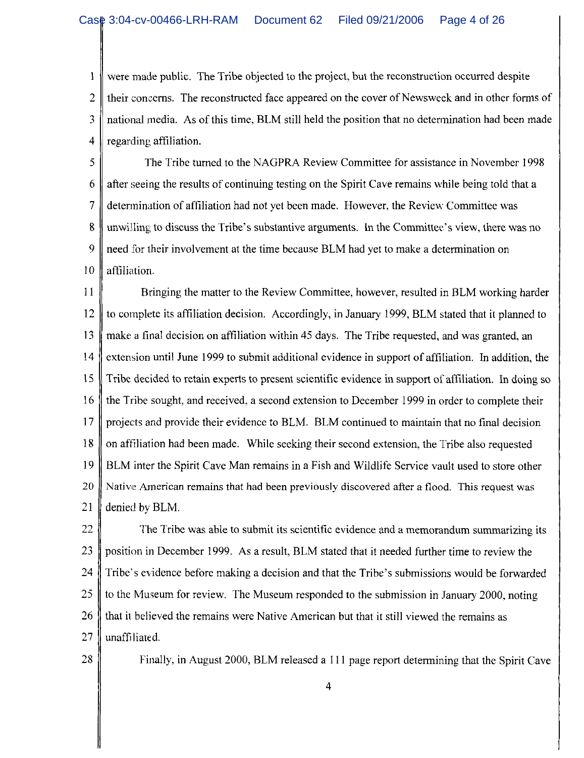were made public. The Tribe objected to the project, but the reconstruction occurred despite their concerns. The reconstructed face appeared on the cover of Newsweek and in other forms of national media. As of this time, BLM still held the position that no determination had been made regarding affiliation.

The Tribe turned to the NAGPRA Review Committee for assistance in November 1998 after seeing the results of continuing testing on the Spirit Cave remains while being told that a determination of affiliation had not yet been made. However, the Review Committee was unwilling to discuss the Tribe's substantive arguments. In the Committee's view, there was no need for their involvement at the time because BLM had yet to make a determination on affiliation.

Bringing the matter to the Review Committee, however, resulted in BLM working harder to complete its affiliation decision. Accordingly, in January 1999, BLM stated that it planned to make a final decision on affiliation within 45 days. The Tribe requested, and was granted, an extension until June 1999 to submit additional evidence in support of affiliation. In addition, the Tribe decided to retain experts to present scientific evidence in support of affiliation. In doing so the Tribe sought, and received, a second extension to December 1999 in order to complete their projects and provide their evidence to BLM. BLM continued to maintain that no final decision on affiliation had been made. While seeking their second extension, the Tribe also requested BLM inter the Spirit Cave Man remains in a Fish and Wildlife Service vault used to store other Native American remains that had been previously discovered after a flood. This request was denied by BLM.

The Tribe was able to submit its scientific evidence and a memorandum summarizing its position in December 1999. As a result, BLM stated that it needed further time to review the Tribe's evidence before making a decision and that the Tribe's submissions would be forwarded to the Museum for review. The Museum responded to the submission in January 2000, noting that it believed the remains were Native American but that it still viewed the remains as unaffiliated.

Finally, in August 2000, BLM released a 111 page report determining that the Spirit Cave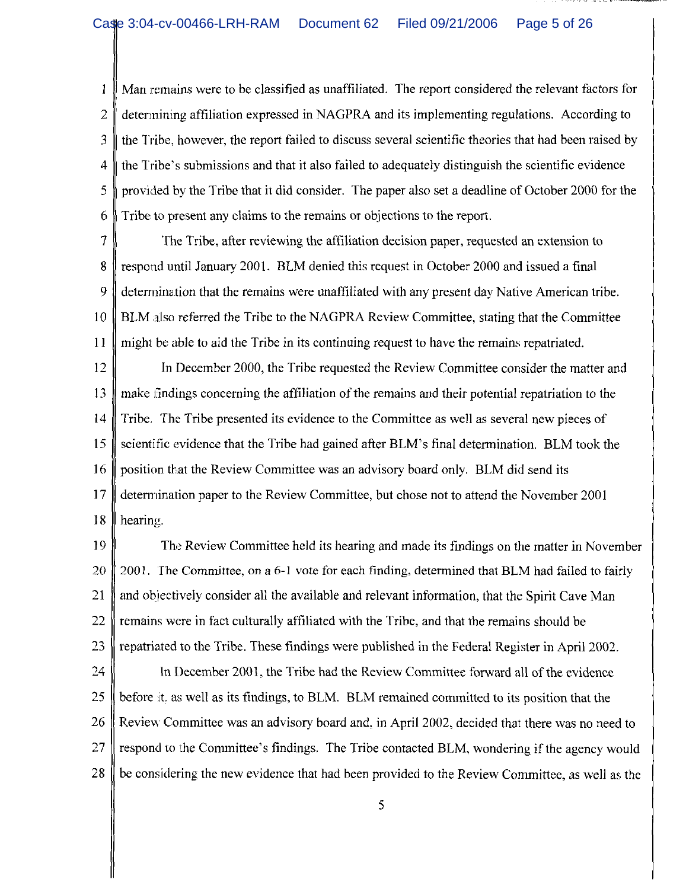Man remains were to be classified as unaffiliated. The report considered the relevant factors for determining affiliation expressed in NAGPRA and its implementing regulations. According to the Tribe, however, the report failed to discuss several scientific theories that had been raised by the Tribe's submissions and that it also failed to adequately distinguish the scientific evidence provided by the Tribe that it did consider. The paper also set a deadline of October 2000 for the Tribe to present any claims to the remains or objections to the report.

The Tribe, after reviewing the affiliation decision paper, requested an extension to respond until January 2001. BLM denied this request in October 2000 and issued a final determination that the remains were unaffiliated with any present day Native American tribe. BLM also referred the Tribe to the NAGPRA Review Committee, stating that the Committee might be able to aid the Tribe in its continuing request to have the remains repatriated.

In December 2000, the Tribe requested the Review Committee consider the matter and make findings concerning the affiliation of the remains and their potential repatriation to the Tribe. The Tribe presented its evidence to the Committee as well as several new pieces of scientific evidence that the Tribe had gained after BLM's final determination. BLM took the position that the Review Committee was an advisory board only. BLM did send its determination paper to the Review Committee, but chose not to attend the November 2001 hearing.

The Review Committee held its hearing and made its findings on the matter in November 2001. The Committee, on a 6-1 vote for each finding, determined that BLM had failed to fairly and objectively consider all the available and relevant information, that the Spirit Cave Man remains were in fact culturally affiliated with the Tribe, and that the remains should be repatriated to the Tribe. These findings were published in the Federal Register in April 2002.

In December 2001, the Tribe had the Review Committee forward all of the evidence before it, as well as its findings, to BLM. BLM remained committed to its position that the Review Committee was an advisory board and, in April 2002, decided that there was no need to respond to the Committee's findings. The Tribe contacted BLM, wondering if the agency would be considering the new evidence that had been provided to the Review Committee, as well as the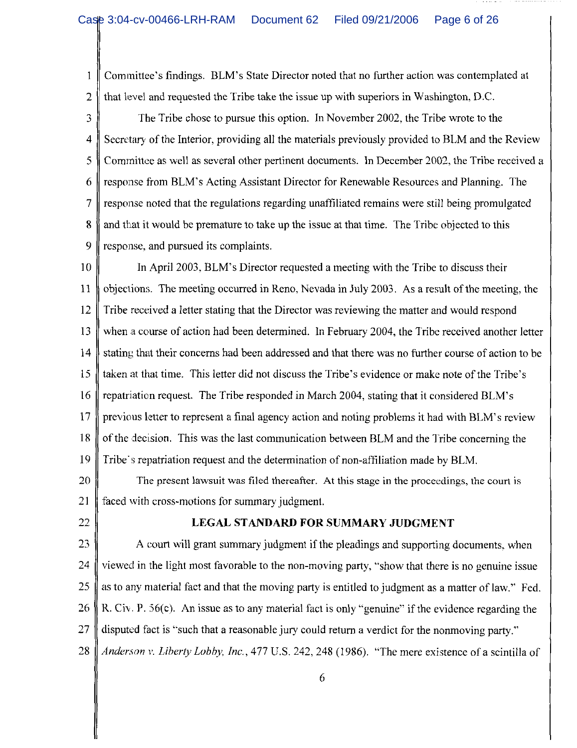Committee's findings. BLM's State Director noted that no further action was contemplated at that level and requested the Tribe take the issue up with superiors in Washington, D.C.

The Tribe chose to pursue this option. In November 2002, the Tribe wrote to the Secretary of the Interior, providing all the materials previously provided to BLM and the Review Committee as well as several other pertinent documents. In December 2002, the Tribe received a response from BLM's Acting Assistant Director for Renewable Resources and Planning. The response noted that the regulations regarding unaffiliated remains were still being promulgated and that it would be premature to take up the issue at that time. The Tribe objected to this response, and pursued its complaints.

In April 2003, BLM's Director requested a meeting with the Tribe to discuss their objections. The meeting occurred in Reno, Nevada in July 2003. As a result of the meeting, the Tribe received a letter stating that the Director was reviewing the matter and would respond when a course of action had been determined. In February 2004, the Tribe received another letter stating that their concerns had been addressed and that there was no further course of action to be taken at that time. This letter did not discuss the Tribe's evidence or make note of the Tribe's repatriation request. The Tribe responded in March 2004, stating that it considered BLM's previous letter to represent a final agency action and noting problems it had with BLM's review of the decision. This was the last communication between BLM and the Tribe concerning the Tribe's repatriation request and the determination of non-affiliation made by BLM.

The present lawsuit was filed thereafter. At this stage in the proceedings, the court is faced with cross-motions for summary judgment.

## LEGAL STANDARD FOR SUMMARY JUDGMENT

A court will grant summary judgment if the pleadings and supporting documents, when viewed in the light most favorable to the non-moving party, "show that there is no genuine issue as to any material fact and that the moving party is entitled to judgment as a matter of law." Fed. R. Civ. P. 56(c). An issue as to any material fact is only "genuine" if the evidence regarding the disputed fact is "such that a reasonable jury could return a verdict for the nonmoving party." *Anderson v. Liberty Lobby, Inc.*, 477 U.S. 242, 248 (1986). "The mere existence of a scintilla of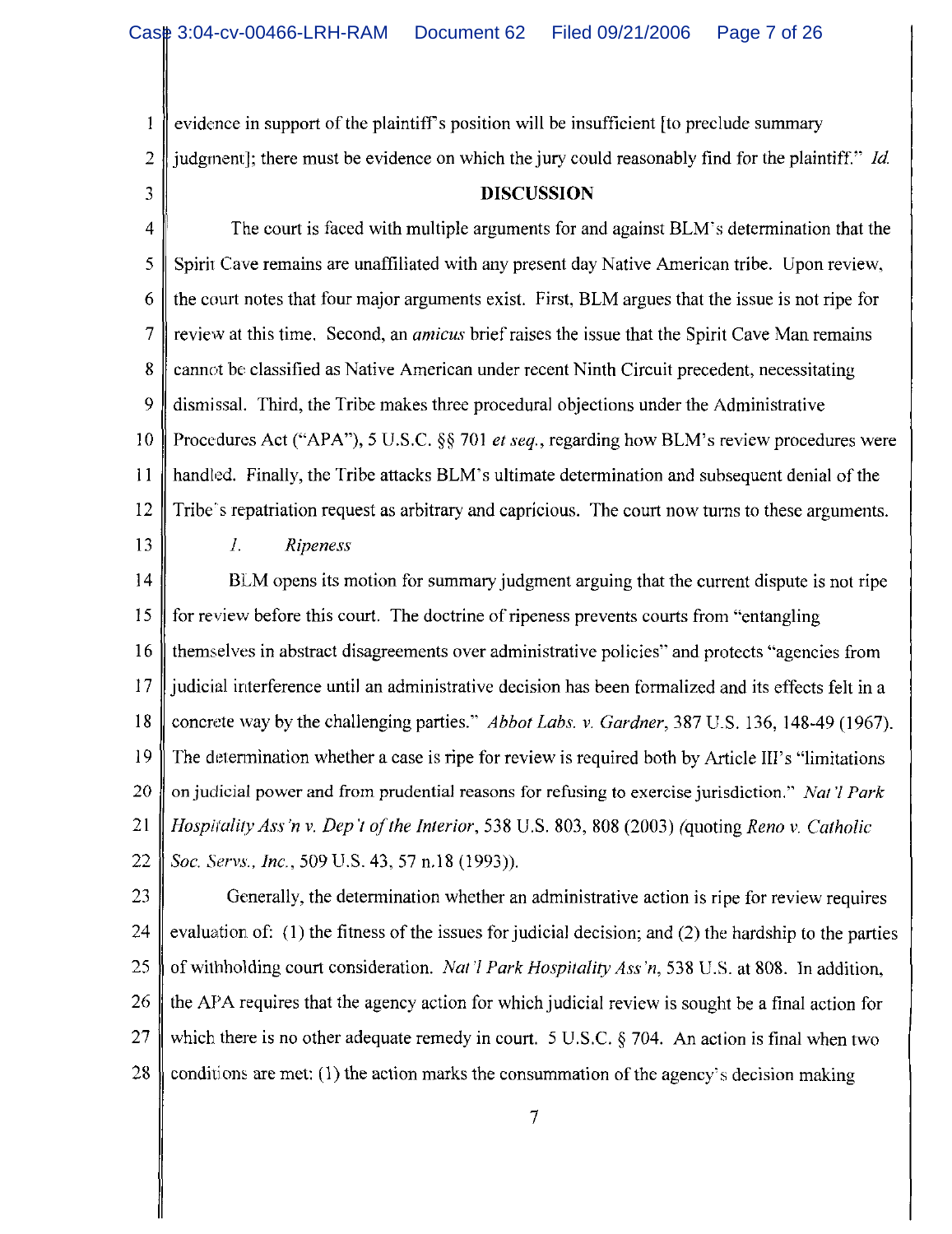evidence in support of the plaintiff's position will be insufficient [to preclude summary judgment]; there must be evidence on which the jury could reasonably find for the plaintiff." *Id.*

**DISCUSSION**

The court is faced with multiple arguments for and against BLM's determination that the Spirit Cave remains are unaffiliated with any present day Native American tribe. Upon review, the court notes that four major arguments exist. First, BLM argues that the issue is not ripe for review at this time. Second, an *amicus* brief raises the issue that the Spirit Cave Man remains cannot be classified as Native American under recent Ninth Circuit precedent, necessitating dismissal. Third, the Tribe makes three procedural objections under the Administrative Procedures Act ("APA"), 5 U.S.C. §§ 701 *et seq.*, regarding how BLM's review procedures were handled. Finally, the Tribe attacks BLM's ultimate determination and subsequent denial of the Tribe's repatriation request as arbitrary and capricious. The court now turns to these arguments.

*1. Ripeness*

BLM opens its motion for summary judgment arguing that the current dispute is not ripe for review before this court. The doctrine of ripeness prevents courts from "entangling themselves in abstract disagreements over administrative policies" and protects "agencies from judicial interference until an administrative decision has been formalized and its effects felt in a concrete way by the challenging parties." *Abbot Labs. v. Gardner*, 387 U.S. 136, 148-49 (1967). The determination whether a case is ripe for review is required both by Article III's "limitations on judicial power and from prudential reasons for refusing to exercise jurisdiction." *Nat'l Park Hospitality Ass'n v. Dep't of the Interior*, 538 U.S. 803, 808 (2003) (quoting *Reno v. Catholic Soc. Servs., Inc.*, 509 U.S. 43, 57 n.18 (1993)).

Generally, the determination whether an administrative action is ripe for review requires evaluation of: (1) the fitness of the issues for judicial decision; and (2) the hardship to the parties of withholding court consideration. *Nat'l Park Hospitality Ass'n*, 538 U.S. at 808. In addition, the APA requires that the agency action for which judicial review is sought be a final action for which there is no other adequate remedy in court. 5 U.S.C. § 704. An action is final when two conditions are met: (1) the action marks the consummation of the agency's decision making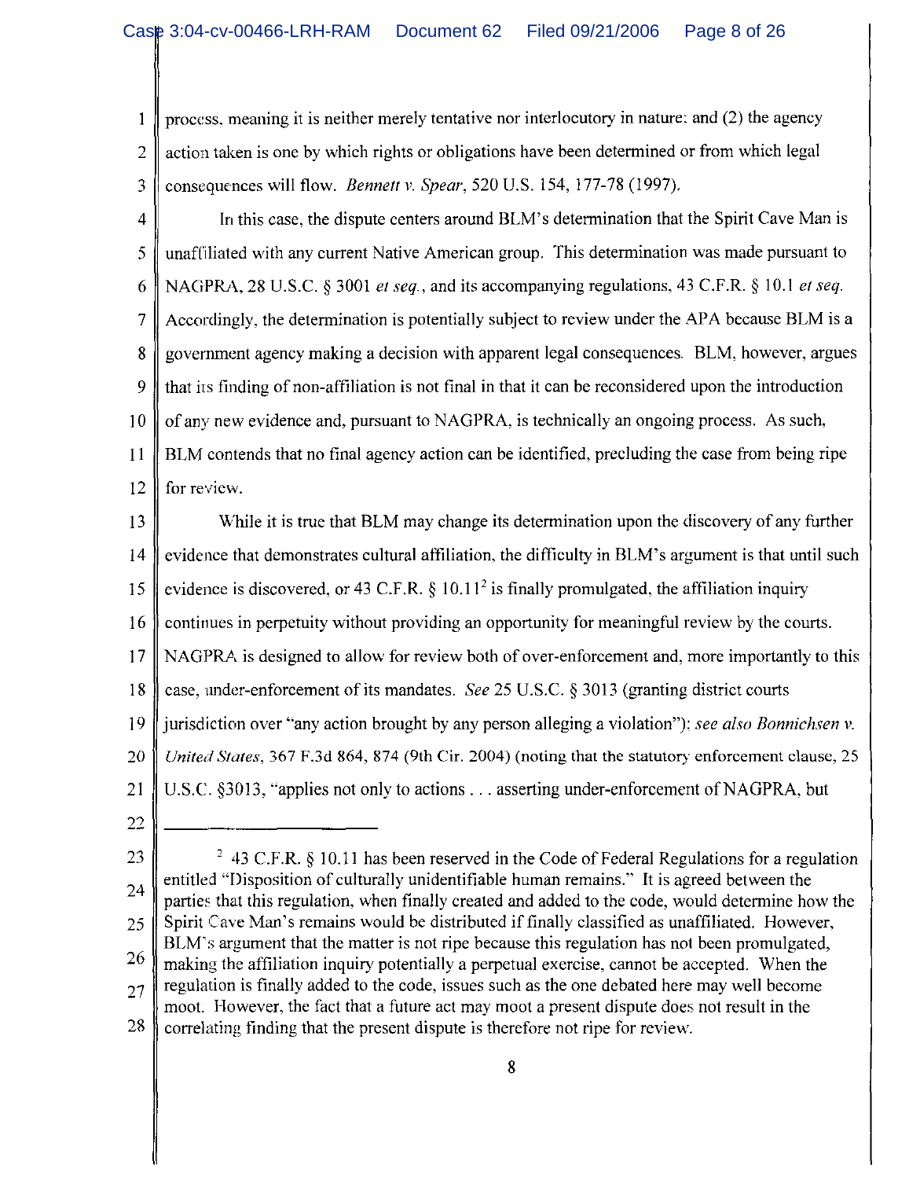process, meaning it is neither merely tentative nor interlocutory in nature; and (2) the agency action taken is one by which rights or obligations have been determined or from which legal consequences will flow. *Bennett v. Spear*, 520 U.S. 154, 177-78 (1997).

In this case, the dispute centers around BLM's determination that the Spirit Cave Man is unaffiliated with any current Native American group. This determination was made pursuant to NAGPRA, 28 U.S.C. § 3001 *et seq.*, and its accompanying regulations, 43 C.F.R. § 10.1 *et seq.* Accordingly, the determination is potentially subject to review under the APA because BLM is a government agency making a decision with apparent legal consequences. BLM, however, argues that its finding of non-affiliation is not final in that it can be reconsidered upon the introduction of any new evidence and, pursuant to NAGPRA, is technically an ongoing process. As such, BLM contends that no final agency action can be identified, precluding the case from being ripe for review.

While it is true that BLM may change its determination upon the discovery of any further evidence that demonstrates cultural affiliation, the difficulty in BLM's argument is that until such evidence is discovered, or 43 C.F.R. § 10.11[2] is finally promulgated, the affiliation inquiry continues in perpetuity without providing an opportunity for meaningful review by the courts. NAGPRA is designed to allow for review both of over-enforcement and, more importantly to this case, under-enforcement of its mandates. *See* 25 U.S.C. § 3013 (granting district courts jurisdiction over "any action brought by any person alleging a violation"); *see also Bonnichsen v. United States*, 367 F.3d 864, 874 (9th Cir. 2004) (noting that the statutory enforcement clause, 25 U.S.C. §3013, "applies not only to actions . . . asserting under-enforcement of NAGPRA, but

---

[2] 43 C.F.R. § 10.11 has been reserved in the Code of Federal Regulations for a regulation entitled "Disposition of culturally unidentifiable human remains." It is agreed between the parties that this regulation, when finally created and added to the code, would determine how the Spirit Cave Man's remains would be distributed if finally classified as unaffiliated. However, BLM's argument that the matter is not ripe because this regulation has not been promulgated, making the affiliation inquiry potentially a perpetual exercise, cannot be accepted. When the regulation is finally added to the code, issues such as the one debated here may well become moot. However, the fact that a future act may moot a present dispute does not result in the correlating finding that the present dispute is therefore not ripe for review.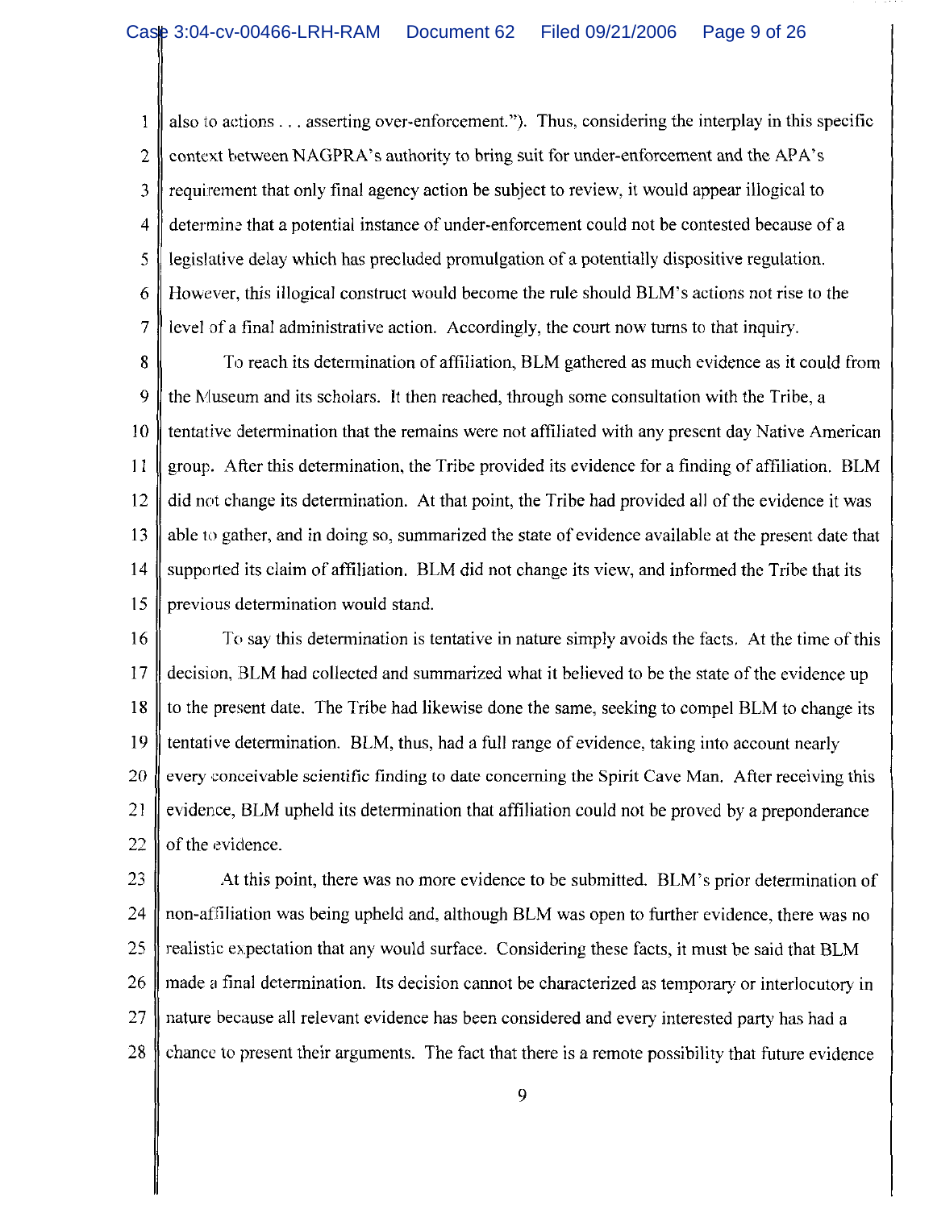also to actions . . . asserting over-enforcement."). Thus, considering the interplay in this specific context between NAGPRA's authority to bring suit for under-enforcement and the APA's requirement that only final agency action be subject to review, it would appear illogical to determine that a potential instance of under-enforcement could not be contested because of a legislative delay which has precluded promulgation of a potentially dispositive regulation. However, this illogical construct would become the rule should BLM's actions not rise to the level of a final administrative action. Accordingly, the court now turns to that inquiry.

To reach its determination of affiliation, BLM gathered as much evidence as it could from the Museum and its scholars. It then reached, through some consultation with the Tribe, a tentative determination that the remains were not affiliated with any present day Native American group. After this determination, the Tribe provided its evidence for a finding of affiliation. BLM did not change its determination. At that point, the Tribe had provided all of the evidence it was able to gather, and in doing so, summarized the state of evidence available at the present date that supported its claim of affiliation. BLM did not change its view, and informed the Tribe that its previous determination would stand.

To say this determination is tentative in nature simply avoids the facts. At the time of this decision, BLM had collected and summarized what it believed to be the state of the evidence up to the present date. The Tribe had likewise done the same, seeking to compel BLM to change its tentative determination. BLM, thus, had a full range of evidence, taking into account nearly every conceivable scientific finding to date concerning the Spirit Cave Man. After receiving this evidence, BLM upheld its determination that affiliation could not be proved by a preponderance of the evidence.

At this point, there was no more evidence to be submitted. BLM's prior determination of non-affiliation was being upheld and, although BLM was open to further evidence, there was no realistic expectation that any would surface. Considering these facts, it must be said that BLM made a final determination. Its decision cannot be characterized as temporary or interlocutory in nature because all relevant evidence has been considered and every interested party has had a chance to present their arguments. The fact that there is a remote possibility that future evidence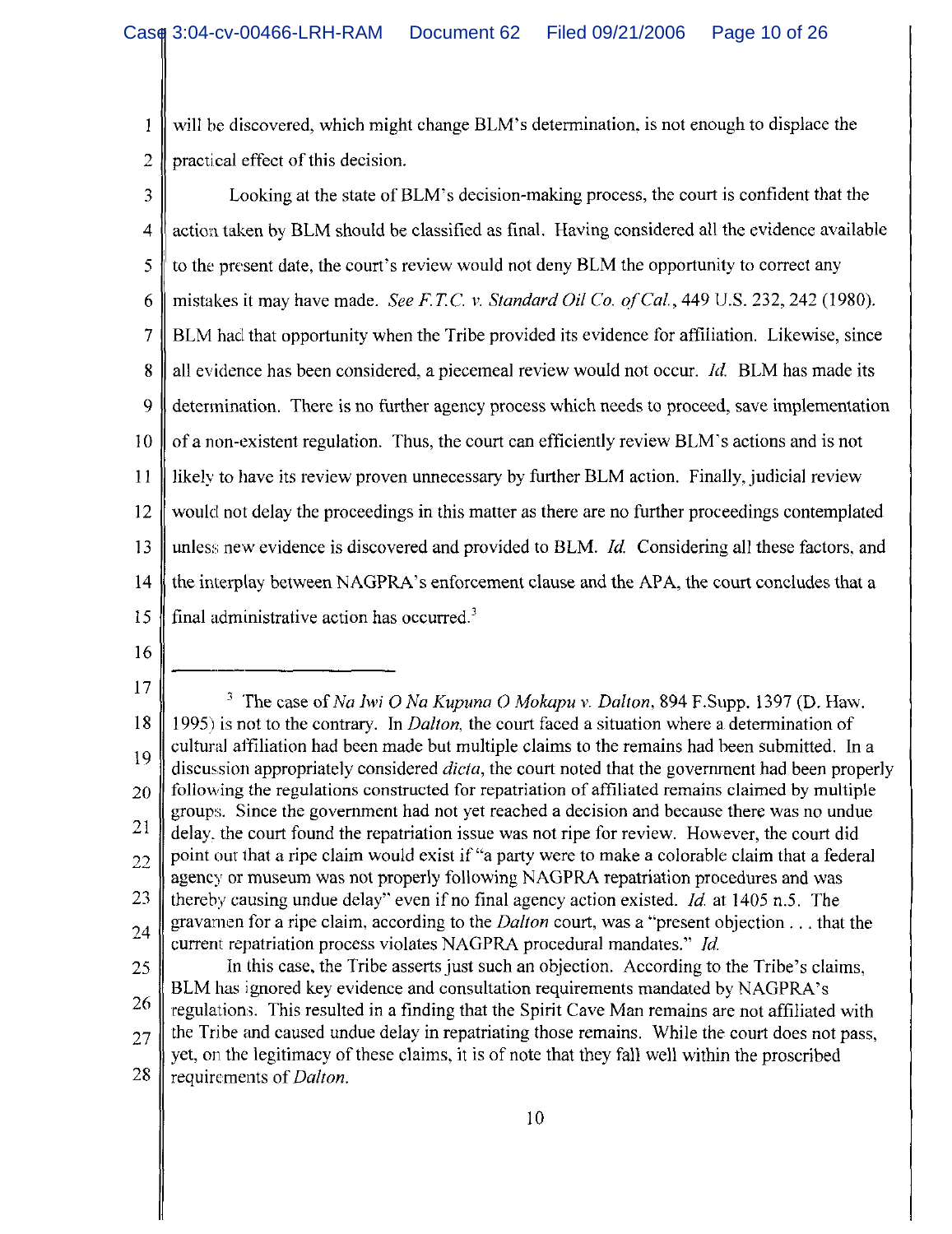will be discovered, which might change BLM's determination, is not enough to displace the practical effect of this decision.

Looking at the state of BLM's decision-making process, the court is confident that the action taken by BLM should be classified as final. Having considered all the evidence available to the present date, the court's review would not deny BLM the opportunity to correct any mistakes it may have made. *See F.T.C. v. Standard Oil Co. of Cal.*, 449 U.S. 232, 242 (1980). BLM had that opportunity when the Tribe provided its evidence for affiliation. Likewise, since all evidence has been considered, a piecemeal review would not occur. *Id.* BLM has made its determination. There is no further agency process which needs to proceed, save implementation of a non-existent regulation. Thus, the court can efficiently review BLM's actions and is not likely to have its review proven unnecessary by further BLM action. Finally, judicial review would not delay the proceedings in this matter as there are no further proceedings contemplated unless new evidence is discovered and provided to BLM. *Id.* Considering all these factors, and the interplay between NAGPRA's enforcement clause and the APA, the court concludes that a final administrative action has occurred.[3]

---

[3] The case of *Na Iwi O Na Kupuna O Mokapu v. Dalton*, 894 F.Supp. 1397 (D. Haw. 1995) is not to the contrary. In *Dalton*, the court faced a situation where a determination of cultural affiliation had been made but multiple claims to the remains had been submitted. In a discussion appropriately considered *dicta*, the court noted that the government had been properly following the regulations constructed for repatriation of affiliated remains claimed by multiple groups. Since the government had not yet reached a decision and because there was no undue delay, the court found the repatriation issue was not ripe for review. However, the court did point out that a ripe claim would exist if "a party were to make a colorable claim that a federal agency or museum was not properly following NAGPRA repatriation procedures and was thereby causing undue delay" even if no final agency action existed. *Id.* at 1405 n.5. The gravamen for a ripe claim, according to the *Dalton* court, was a "present objection . . . that the current repatriation process violates NAGPRA procedural mandates." *Id.*

In this case, the Tribe asserts just such an objection. According to the Tribe's claims, BLM has ignored key evidence and consultation requirements mandated by NAGPRA's regulations. This resulted in a finding that the Spirit Cave Man remains are not affiliated with the Tribe and caused undue delay in repatriating those remains. While the court does not pass, yet, on the legitimacy of these claims, it is of note that they fall well within the proscribed requirements of *Dalton*.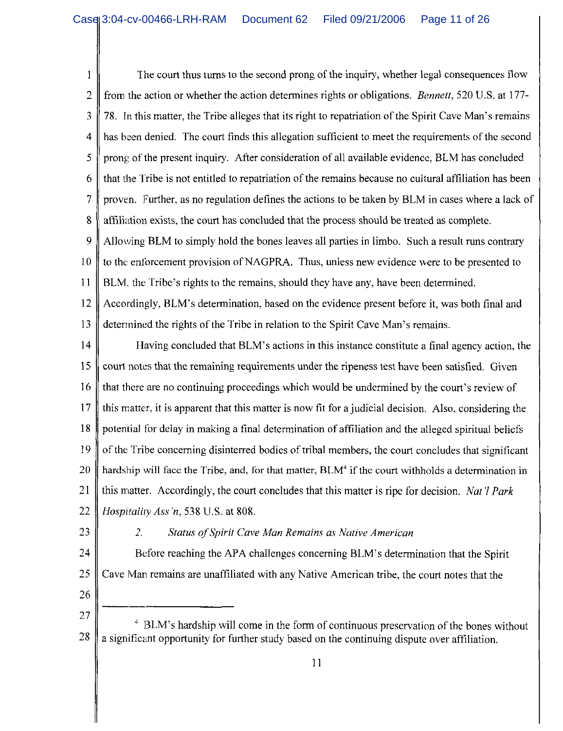The court thus turns to the second prong of the inquiry, whether legal consequences flow from the action or whether the action determines rights or obligations. *Bennett*, 520 U.S. at 177-78. In this matter, the Tribe alleges that its right to repatriation of the Spirit Cave Man's remains has been denied. The court finds this allegation sufficient to meet the requirements of the second prong of the present inquiry. After consideration of all available evidence, BLM has concluded that the Tribe is not entitled to repatriation of the remains because no cultural affiliation has been proven. Further, as no regulation defines the actions to be taken by BLM in cases where a lack of affiliation exists, the court has concluded that the process should be treated as complete. Allowing BLM to simply hold the bones leaves all parties in limbo. Such a result runs contrary to the enforcement provision of NAGPRA. Thus, unless new evidence were to be presented to BLM, the Tribe's rights to the remains, should they have any, have been determined. Accordingly, BLM's determination, based on the evidence present before it, was both final and determined the rights of the Tribe in relation to the Spirit Cave Man's remains.

Having concluded that BLM's actions in this instance constitute a final agency action, the court notes that the remaining requirements under the ripeness test have been satisfied. Given that there are no continuing proceedings which would be undermined by the court's review of this matter, it is apparent that this matter is now fit for a judicial decision. Also, considering the potential for delay in making a final determination of affiliation and the alleged spiritual beliefs of the Tribe concerning disinterred bodies of tribal members, the court concludes that significant hardship will face the Tribe, and, for that matter, BLM[4] if the court withholds a determination in this matter. Accordingly, the court concludes that this matter is ripe for decision. *Nat'l Park Hospitality Ass'n*, 538 U.S. at 808.

2. *Status of Spirit Cave Man Remains as Native American*

Before reaching the APA challenges concerning BLM's determination that the Spirit Cave Man remains are unaffiliated with any Native American tribe, the court notes that the

---

[4] BLM's hardship will come in the form of continuous preservation of the bones without a significant opportunity for further study based on the continuing dispute over affiliation.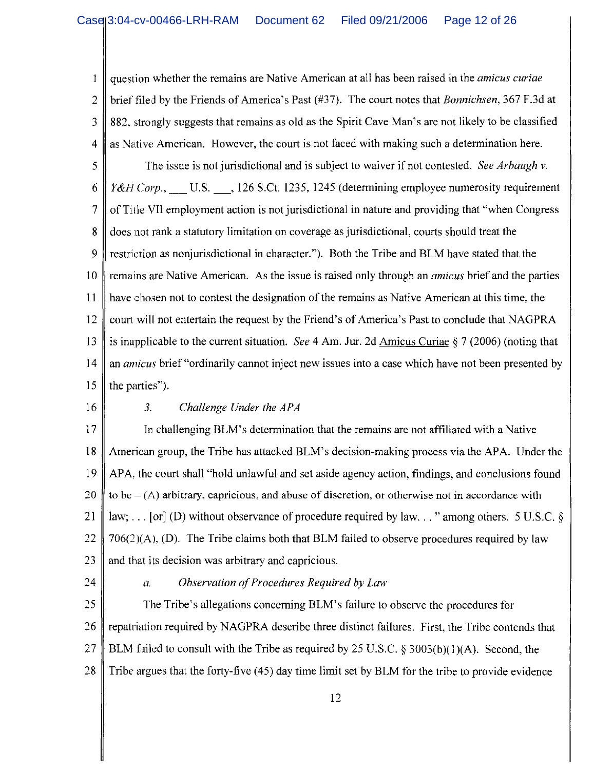question whether the remains are Native American at all has been raised in the *amicus curiae* brief filed by the Friends of America's Past (#37). The court notes that *Bonnichsen*, 367 F.3d at 882, strongly suggests that remains as old as the Spirit Cave Man's are not likely to be classified as Native American. However, the court is not faced with making such a determination here.

The issue is not jurisdictional and is subject to waiver if not contested. *See Arbaugh v. Y&H Corp.*, ___ U.S. ___, 126 S.Ct. 1235, 1245 (determining employee numerosity requirement of Title VII employment action is not jurisdictional in nature and providing that "when Congress does not rank a statutory limitation on coverage as jurisdictional, courts should treat the restriction as nonjurisdictional in character."). Both the Tribe and BLM have stated that the remains are Native American. As the issue is raised only through an *amicus* brief and the parties have chosen not to contest the designation of the remains as Native American at this time, the court will not entertain the request by the Friend's of America's Past to conclude that NAGPRA is inapplicable to the current situation. *See* 4 Am. Jur. 2d Amicus Curiae § 7 (2006) (noting that an *amicus* brief "ordinarily cannot inject new issues into a case which have not been presented by the parties").

*3. Challenge Under the APA*

In challenging BLM's determination that the remains are not affiliated with a Native American group, the Tribe has attacked BLM's decision-making process via the APA. Under the APA, the court shall "hold unlawful and set aside agency action, findings, and conclusions found to be – (A) arbitrary, capricious, and abuse of discretion, or otherwise not in accordance with law; . . . [or] (D) without observance of procedure required by law. . . " among others. 5 U.S.C. § 706(2)(A), (D). The Tribe claims both that BLM failed to observe procedures required by law and that its decision was arbitrary and capricious.

*a. Observation of Procedures Required by Law*

The Tribe's allegations concerning BLM's failure to observe the procedures for repatriation required by NAGPRA describe three distinct failures. First, the Tribe contends that BLM failed to consult with the Tribe as required by 25 U.S.C. § 3003(b)(1)(A). Second, the Tribe argues that the forty-five (45) day time limit set by BLM for the tribe to provide evidence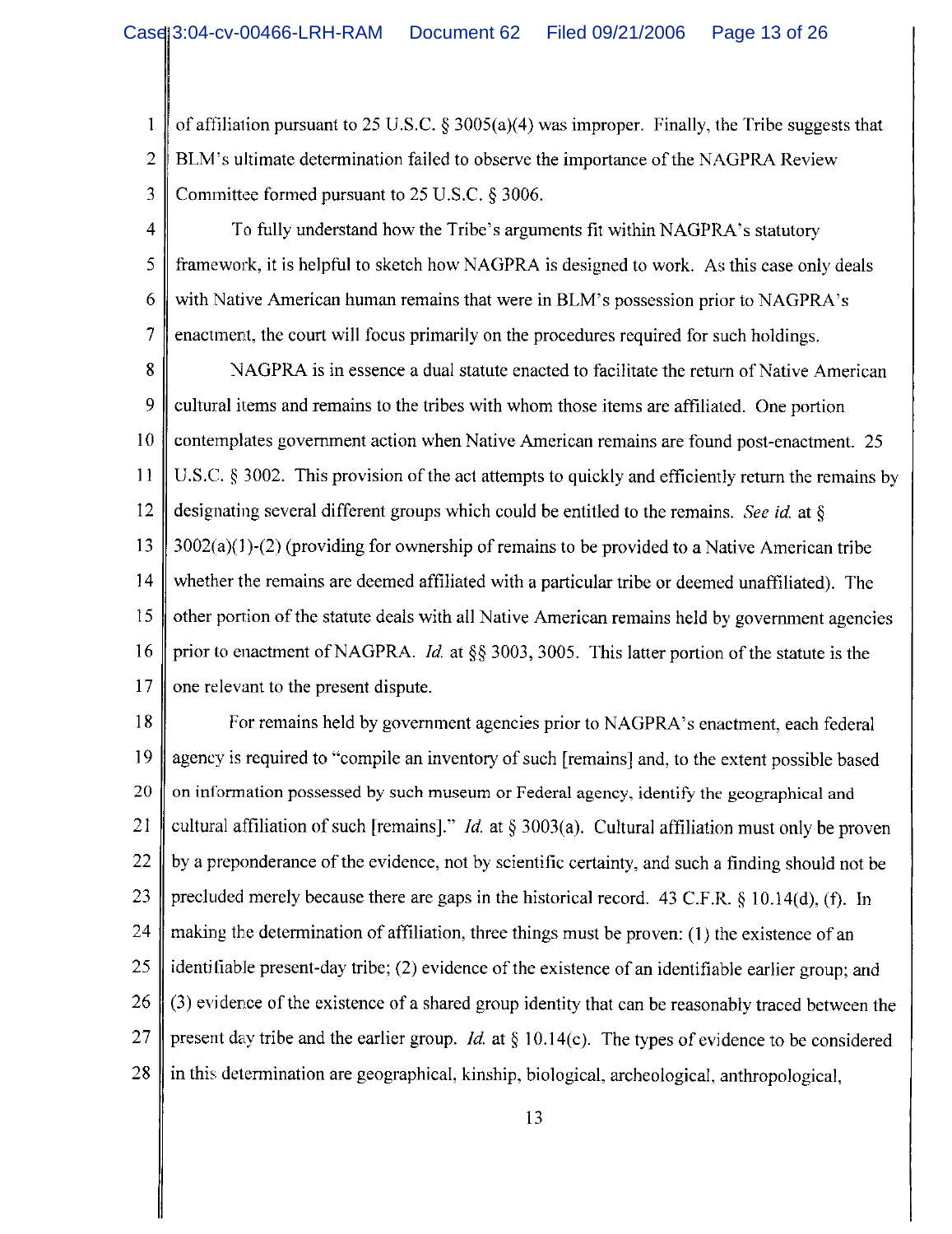of affiliation pursuant to 25 U.S.C. § 3005(a)(4) was improper. Finally, the Tribe suggests that BLM's ultimate determination failed to observe the importance of the NAGPRA Review Committee formed pursuant to 25 U.S.C. § 3006.

To fully understand how the Tribe's arguments fit within NAGPRA's statutory framework, it is helpful to sketch how NAGPRA is designed to work. As this case only deals with Native American human remains that were in BLM's possession prior to NAGPRA's enactment, the court will focus primarily on the procedures required for such holdings.

NAGPRA is in essence a dual statute enacted to facilitate the return of Native American cultural items and remains to the tribes with whom those items are affiliated. One portion contemplates government action when Native American remains are found post-enactment. 25 U.S.C. § 3002. This provision of the act attempts to quickly and efficiently return the remains by designating several different groups which could be entitled to the remains. *See id.* at § 3002(a)(1)-(2) (providing for ownership of remains to be provided to a Native American tribe whether the remains are deemed affiliated with a particular tribe or deemed unaffiliated). The other portion of the statute deals with all Native American remains held by government agencies prior to enactment of NAGPRA. *Id.* at §§ 3003, 3005. This latter portion of the statute is the one relevant to the present dispute.

For remains held by government agencies prior to NAGPRA's enactment, each federal agency is required to "compile an inventory of such [remains] and, to the extent possible based on information possessed by such museum or Federal agency, identify the geographical and cultural affiliation of such [remains]." *Id.* at § 3003(a). Cultural affiliation must only be proven by a preponderance of the evidence, not by scientific certainty, and such a finding should not be precluded merely because there are gaps in the historical record. 43 C.F.R. § 10.14(d), (f). In making the determination of affiliation, three things must be proven: (1) the existence of an identifiable present-day tribe; (2) evidence of the existence of an identifiable earlier group; and (3) evidence of the existence of a shared group identity that can be reasonably traced between the present day tribe and the earlier group. *Id.* at § 10.14(c). The types of evidence to be considered in this determination are geographical, kinship, biological, archeological, anthropological,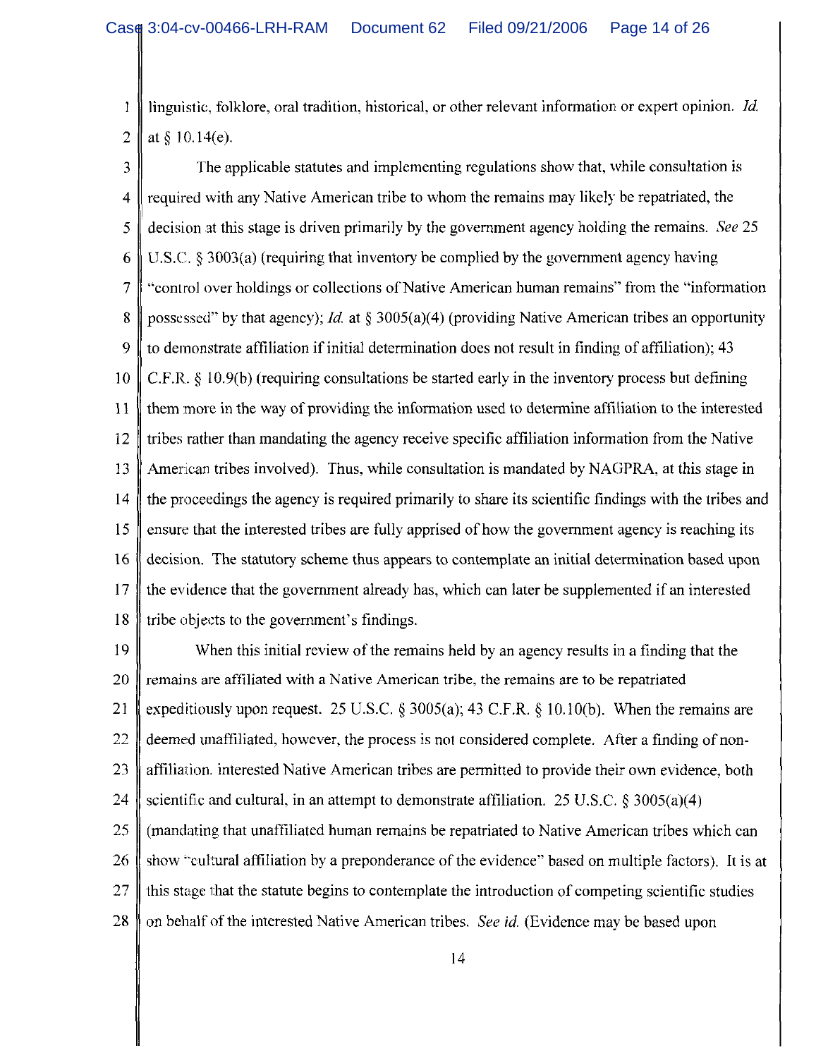linguistic, folklore, oral tradition, historical, or other relevant information or expert opinion. *Id.* at § 10.14(e).

The applicable statutes and implementing regulations show that, while consultation is required with any Native American tribe to whom the remains may likely be repatriated, the decision at this stage is driven primarily by the government agency holding the remains. *See* 25 U.S.C. § 3003(a) (requiring that inventory be complied by the government agency having "control over holdings or collections of Native American human remains" from the "information possessed" by that agency); *Id.* at § 3005(a)(4) (providing Native American tribes an opportunity to demonstrate affiliation if initial determination does not result in finding of affiliation); 43 C.F.R. § 10.9(b) (requiring consultations be started early in the inventory process but defining them more in the way of providing the information used to determine affiliation to the interested tribes rather than mandating the agency receive specific affiliation information from the Native American tribes involved). Thus, while consultation is mandated by NAGPRA, at this stage in the proceedings the agency is required primarily to share its scientific findings with the tribes and ensure that the interested tribes are fully apprised of how the government agency is reaching its decision. The statutory scheme thus appears to contemplate an initial determination based upon the evidence that the government already has, which can later be supplemented if an interested tribe objects to the government's findings.

When this initial review of the remains held by an agency results in a finding that the remains are affiliated with a Native American tribe, the remains are to be repatriated expeditiously upon request. 25 U.S.C. § 3005(a); 43 C.F.R. § 10.10(b). When the remains are deemed unaffiliated, however, the process is not considered complete. After a finding of non-affiliation, interested Native American tribes are permitted to provide their own evidence, both scientific and cultural, in an attempt to demonstrate affiliation. 25 U.S.C. § 3005(a)(4) (mandating that unaffiliated human remains be repatriated to Native American tribes which can show "cultural affiliation by a preponderance of the evidence" based on multiple factors). It is at this stage that the statute begins to contemplate the introduction of competing scientific studies on behalf of the interested Native American tribes. *See id.* (Evidence may be based upon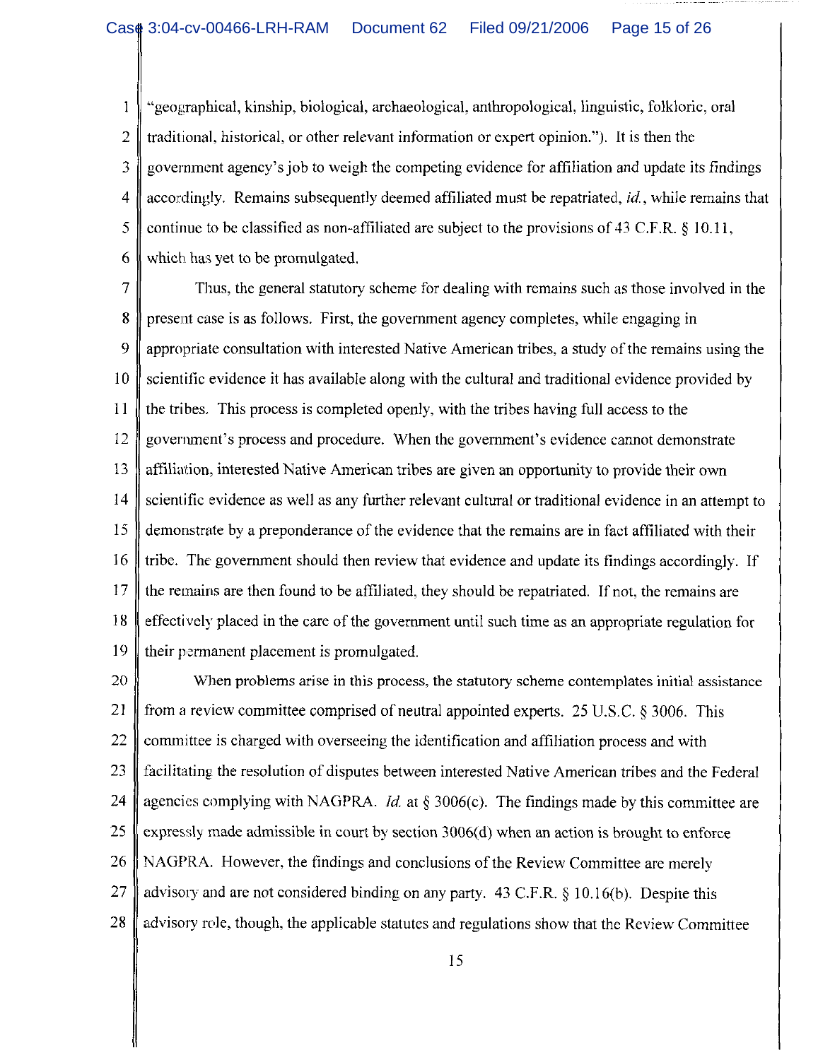"geographical, kinship, biological, archaeological, anthropological, linguistic, folkloric, oral traditional, historical, or other relevant information or expert opinion."). It is then the government agency's job to weigh the competing evidence for affiliation and update its findings accordingly. Remains subsequently deemed affiliated must be repatriated, *id.*, while remains that continue to be classified as non-affiliated are subject to the provisions of 43 C.F.R. § 10.11, which has yet to be promulgated.

Thus, the general statutory scheme for dealing with remains such as those involved in the present case is as follows. First, the government agency completes, while engaging in appropriate consultation with interested Native American tribes, a study of the remains using the scientific evidence it has available along with the cultural and traditional evidence provided by the tribes. This process is completed openly, with the tribes having full access to the government's process and procedure. When the government's evidence cannot demonstrate affiliation, interested Native American tribes are given an opportunity to provide their own scientific evidence as well as any further relevant cultural or traditional evidence in an attempt to demonstrate by a preponderance of the evidence that the remains are in fact affiliated with their tribe. The government should then review that evidence and update its findings accordingly. If the remains are then found to be affiliated, they should be repatriated. If not, the remains are effectively placed in the care of the government until such time as an appropriate regulation for their permanent placement is promulgated.

When problems arise in this process, the statutory scheme contemplates initial assistance from a review committee comprised of neutral appointed experts. 25 U.S.C. § 3006. This committee is charged with overseeing the identification and affiliation process and with facilitating the resolution of disputes between interested Native American tribes and the Federal agencies complying with NAGPRA. *Id.* at § 3006(c). The findings made by this committee are expressly made admissible in court by section 3006(d) when an action is brought to enforce NAGPRA. However, the findings and conclusions of the Review Committee are merely advisory and are not considered binding on any party. 43 C.F.R. § 10.16(b). Despite this advisory role, though, the applicable statutes and regulations show that the Review Committee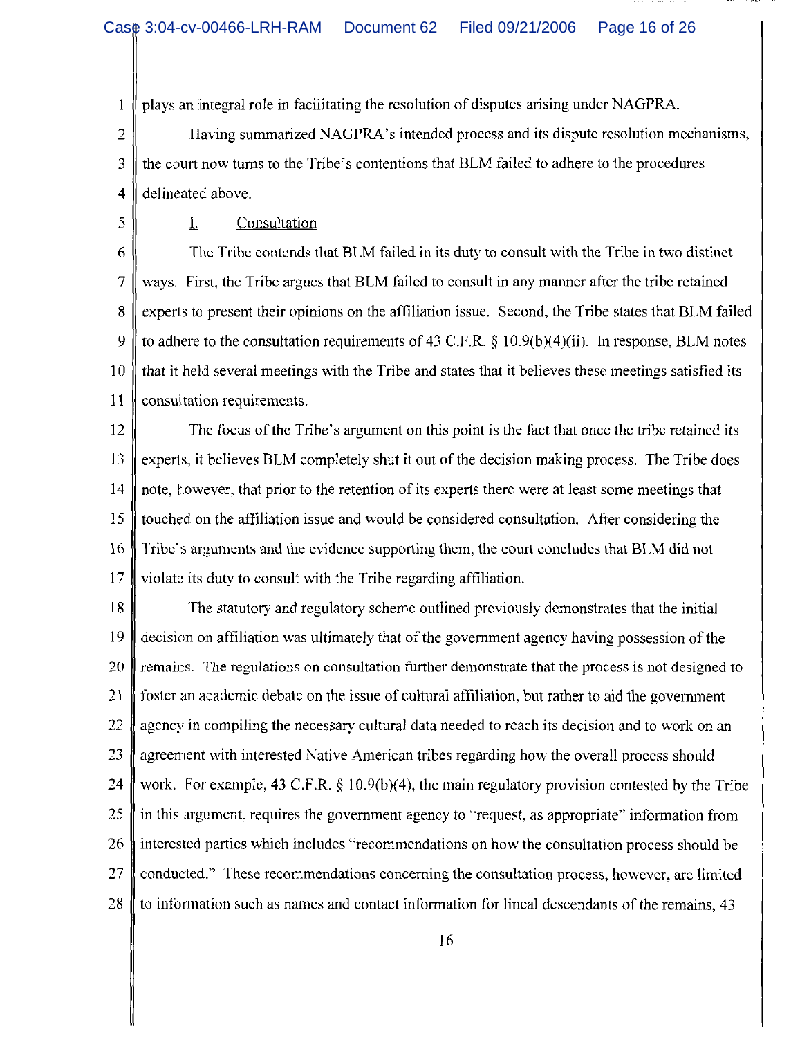plays an integral role in facilitating the resolution of disputes arising under NAGPRA.

Having summarized NAGPRA's intended process and its dispute resolution mechanisms, the court now turns to the Tribe's contentions that BLM failed to adhere to the procedures delineated above.

I. Consultation

The Tribe contends that BLM failed in its duty to consult with the Tribe in two distinct ways. First, the Tribe argues that BLM failed to consult in any manner after the tribe retained experts to present their opinions on the affiliation issue. Second, the Tribe states that BLM failed to adhere to the consultation requirements of 43 C.F.R. § 10.9(b)(4)(ii). In response, BLM notes that it held several meetings with the Tribe and states that it believes these meetings satisfied its consultation requirements.

The focus of the Tribe's argument on this point is the fact that once the tribe retained its experts, it believes BLM completely shut it out of the decision making process. The Tribe does note, however, that prior to the retention of its experts there were at least some meetings that touched on the affiliation issue and would be considered consultation. After considering the Tribe's arguments and the evidence supporting them, the court concludes that BLM did not violate its duty to consult with the Tribe regarding affiliation.

The statutory and regulatory scheme outlined previously demonstrates that the initial decision on affiliation was ultimately that of the government agency having possession of the remains. The regulations on consultation further demonstrate that the process is not designed to foster an academic debate on the issue of cultural affiliation, but rather to aid the government agency in compiling the necessary cultural data needed to reach its decision and to work on an agreement with interested Native American tribes regarding how the overall process should work. For example, 43 C.F.R. § 10.9(b)(4), the main regulatory provision contested by the Tribe in this argument, requires the government agency to "request, as appropriate" information from interested parties which includes "recommendations on how the consultation process should be conducted." These recommendations concerning the consultation process, however, are limited to information such as names and contact information for lineal descendants of the remains, 43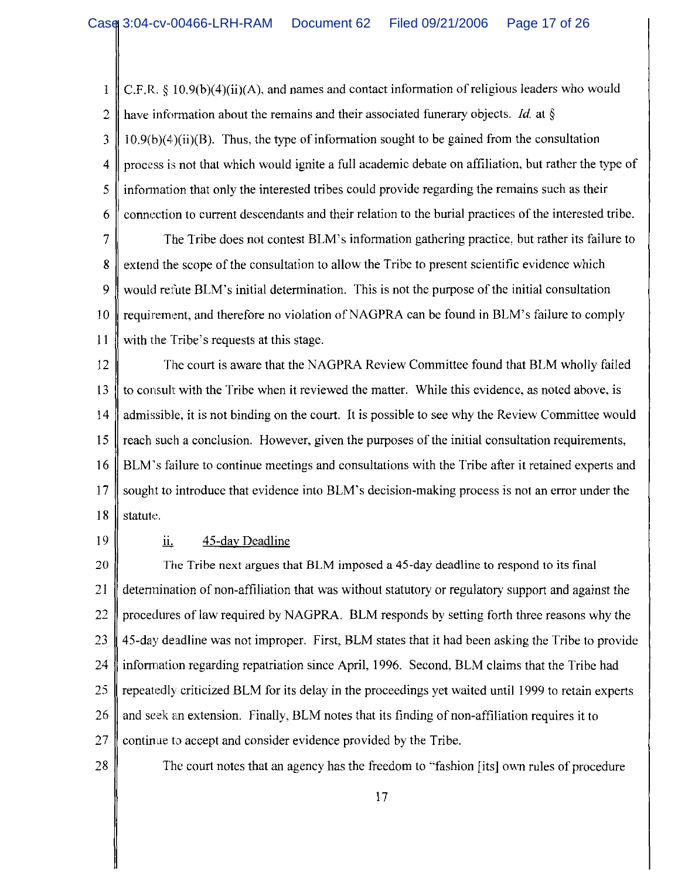C.F.R. § 10.9(b)(4)(ii)(A), and names and contact information of religious leaders who would have information about the remains and their associated funerary objects. *Id.* at § 10.9(b)(4)(ii)(B). Thus, the type of information sought to be gained from the consultation process is not that which would ignite a full academic debate on affiliation, but rather the type of information that only the interested tribes could provide regarding the remains such as their connection to current descendants and their relation to the burial practices of the interested tribe.

The Tribe does not contest BLM's information gathering practice, but rather its failure to extend the scope of the consultation to allow the Tribe to present scientific evidence which would refute BLM's initial determination. This is not the purpose of the initial consultation requirement, and therefore no violation of NAGPRA can be found in BLM's failure to comply with the Tribe's requests at this stage.

The court is aware that the NAGPRA Review Committee found that BLM wholly failed to consult with the Tribe when it reviewed the matter. While this evidence, as noted above, is admissible, it is not binding on the court. It is possible to see why the Review Committee would reach such a conclusion. However, given the purposes of the initial consultation requirements, BLM's failure to continue meetings and consultations with the Tribe after it retained experts and sought to introduce that evidence into BLM's decision-making process is not an error under the statute.

ii. <u>45-day Deadline</u>

The Tribe next argues that BLM imposed a 45-day deadline to respond to its final determination of non-affiliation that was without statutory or regulatory support and against the procedures of law required by NAGPRA. BLM responds by setting forth three reasons why the 45-day deadline was not improper. First, BLM states that it had been asking the Tribe to provide information regarding repatriation since April, 1996. Second, BLM claims that the Tribe had repeatedly criticized BLM for its delay in the proceedings yet waited until 1999 to retain experts and seek an extension. Finally, BLM notes that its finding of non-affiliation requires it to continue to accept and consider evidence provided by the Tribe.

The court notes that an agency has the freedom to "fashion [its] own rules of procedure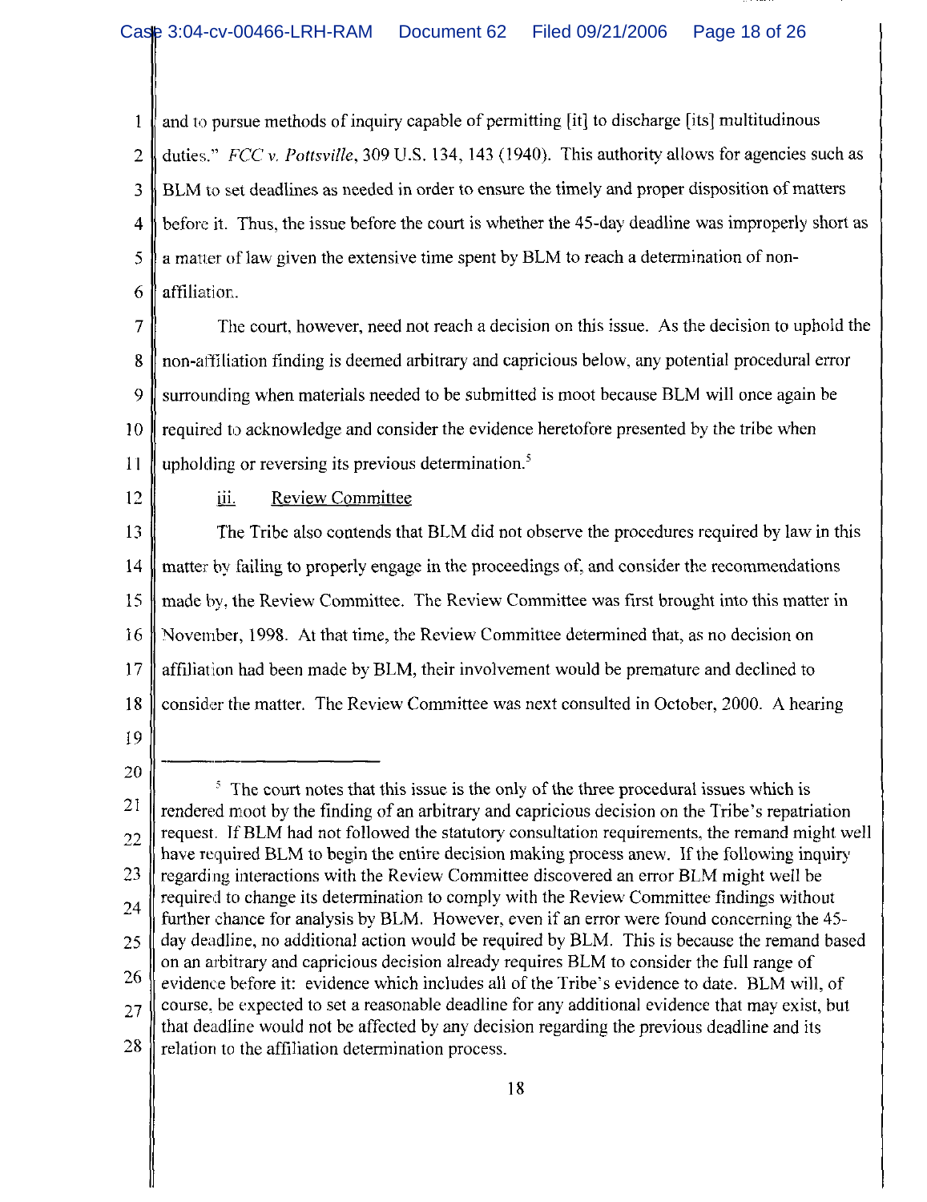and to pursue methods of inquiry capable of permitting [it] to discharge [its] multitudinous duties." *FCC v. Pottsville*, 309 U.S. 134, 143 (1940). This authority allows for agencies such as BLM to set deadlines as needed in order to ensure the timely and proper disposition of matters before it. Thus, the issue before the court is whether the 45-day deadline was improperly short as a matter of law given the extensive time spent by BLM to reach a determination of non-affiliation.

The court, however, need not reach a decision on this issue. As the decision to uphold the non-affiliation finding is deemed arbitrary and capricious below, any potential procedural error surrounding when materials needed to be submitted is moot because BLM will once again be required to acknowledge and consider the evidence heretofore presented by the tribe when upholding or reversing its previous determination.[5]

iii. Review Committee

The Tribe also contends that BLM did not observe the procedures required by law in this matter by failing to properly engage in the proceedings of, and consider the recommendations made by, the Review Committee. The Review Committee was first brought into this matter in November, 1998. At that time, the Review Committee determined that, as no decision on affiliation had been made by BLM, their involvement would be premature and declined to consider the matter. The Review Committee was next consulted in October, 2000. A hearing

---

[5] The court notes that this issue is the only of the three procedural issues which is rendered moot by the finding of an arbitrary and capricious decision on the Tribe's repatriation request. If BLM had not followed the statutory consultation requirements, the remand might well have required BLM to begin the entire decision making process anew. If the following inquiry regarding interactions with the Review Committee discovered an error BLM might well be required to change its determination to comply with the Review Committee findings without further chance for analysis by BLM. However, even if an error were found concerning the 45-day deadline, no additional action would be required by BLM. This is because the remand based on an arbitrary and capricious decision already requires BLM to consider the full range of evidence before it: evidence which includes all of the Tribe's evidence to date. BLM will, of course, be expected to set a reasonable deadline for any additional evidence that may exist, but that deadline would not be affected by any decision regarding the previous deadline and its relation to the affiliation determination process.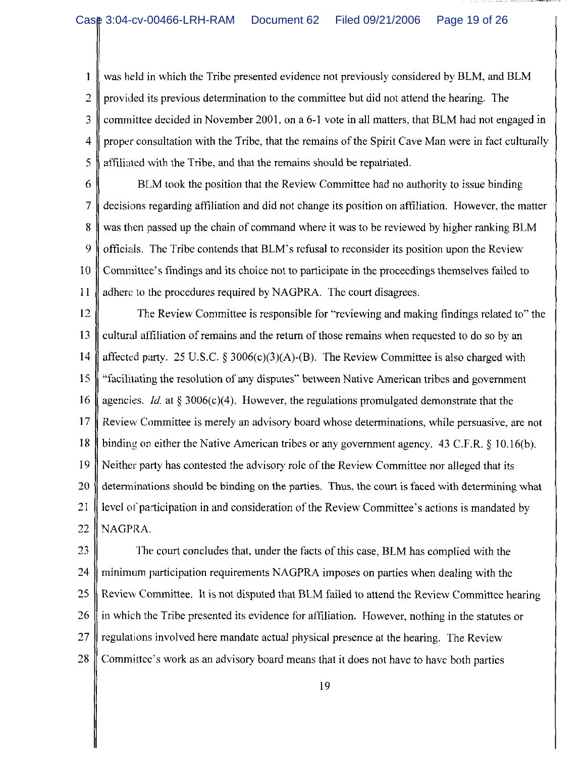was held in which the Tribe presented evidence not previously considered by BLM, and BLM provided its previous determination to the committee but did not attend the hearing. The committee decided in November 2001, on a 6-1 vote in all matters, that BLM had not engaged in proper consultation with the Tribe, that the remains of the Spirit Cave Man were in fact culturally affiliated with the Tribe, and that the remains should be repatriated.

BLM took the position that the Review Committee had no authority to issue binding decisions regarding affiliation and did not change its position on affiliation. However, the matter was then passed up the chain of command where it was to be reviewed by higher ranking BLM officials. The Tribe contends that BLM's refusal to reconsider its position upon the Review Committee's findings and its choice not to participate in the proceedings themselves failed to adhere to the procedures required by NAGPRA. The court disagrees.

The Review Committee is responsible for "reviewing and making findings related to" the cultural affiliation of remains and the return of those remains when requested to do so by an affected party. 25 U.S.C. § 3006(c)(3)(A)-(B). The Review Committee is also charged with "facilitating the resolution of any disputes" between Native American tribes and government agencies. *Id.* at § 3006(c)(4). However, the regulations promulgated demonstrate that the Review Committee is merely an advisory board whose determinations, while persuasive, are not binding on either the Native American tribes or any government agency. 43 C.F.R. § 10.16(b). Neither party has contested the advisory role of the Review Committee nor alleged that its determinations should be binding on the parties. Thus, the court is faced with determining what level of participation in and consideration of the Review Committee's actions is mandated by NAGPRA.

The court concludes that, under the facts of this case, BLM has complied with the minimum participation requirements NAGPRA imposes on parties when dealing with the Review Committee. It is not disputed that BLM failed to attend the Review Committee hearing in which the Tribe presented its evidence for affiliation. However, nothing in the statutes or regulations involved here mandate actual physical presence at the hearing. The Review Committee's work as an advisory board means that it does not have to have both parties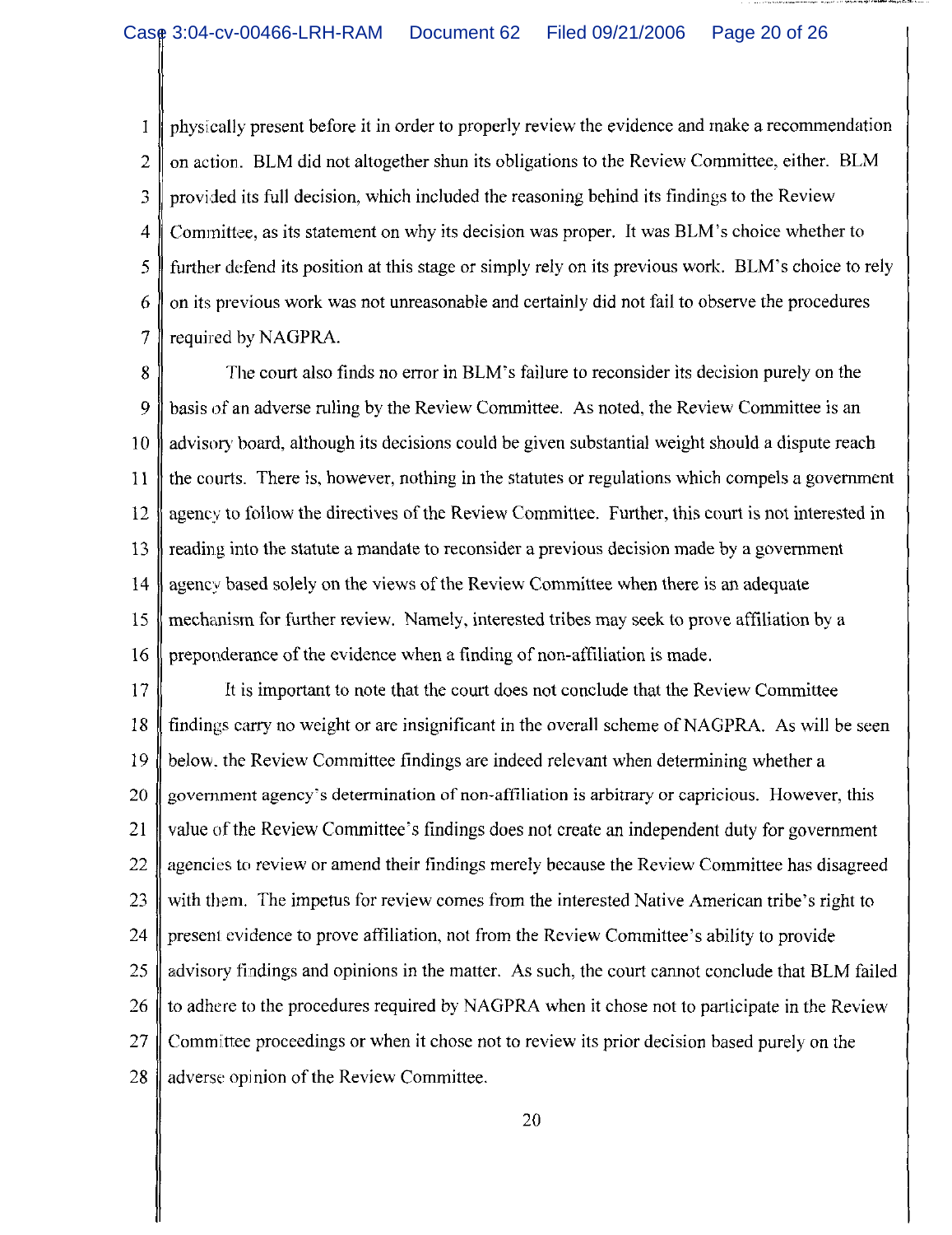physically present before it in order to properly review the evidence and make a recommendation on action. BLM did not altogether shun its obligations to the Review Committee, either. BLM provided its full decision, which included the reasoning behind its findings to the Review Committee, as its statement on why its decision was proper. It was BLM's choice whether to further defend its position at this stage or simply rely on its previous work. BLM's choice to rely on its previous work was not unreasonable and certainly did not fail to observe the procedures required by NAGPRA.

The court also finds no error in BLM's failure to reconsider its decision purely on the basis of an adverse ruling by the Review Committee. As noted, the Review Committee is an advisory board, although its decisions could be given substantial weight should a dispute reach the courts. There is, however, nothing in the statutes or regulations which compels a government agency to follow the directives of the Review Committee. Further, this court is not interested in reading into the statute a mandate to reconsider a previous decision made by a government agency based solely on the views of the Review Committee when there is an adequate mechanism for further review. Namely, interested tribes may seek to prove affiliation by a preponderance of the evidence when a finding of non-affiliation is made.

It is important to note that the court does not conclude that the Review Committee findings carry no weight or are insignificant in the overall scheme of NAGPRA. As will be seen below, the Review Committee findings are indeed relevant when determining whether a government agency's determination of non-affiliation is arbitrary or capricious. However, this value of the Review Committee's findings does not create an independent duty for government agencies to review or amend their findings merely because the Review Committee has disagreed with them. The impetus for review comes from the interested Native American tribe's right to present evidence to prove affiliation, not from the Review Committee's ability to provide advisory findings and opinions in the matter. As such, the court cannot conclude that BLM failed to adhere to the procedures required by NAGPRA when it chose not to participate in the Review Committee proceedings or when it chose not to review its prior decision based purely on the adverse opinion of the Review Committee.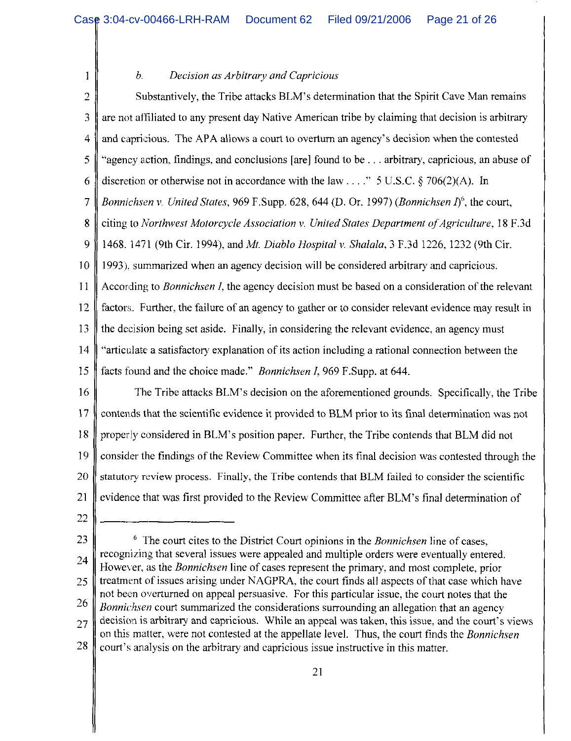*b. Decision as Arbitrary and Capricious*

Substantively, the Tribe attacks BLM's determination that the Spirit Cave Man remains are not affiliated to any present day Native American tribe by claiming that decision is arbitrary and capricious. The APA allows a court to overturn an agency's decision when the contested "agency action, findings, and conclusions [are] found to be . . . arbitrary, capricious, an abuse of discretion or otherwise not in accordance with the law . . . ." 5 U.S.C. § 706(2)(A). In *Bonnichsen v. United States*, 969 F.Supp. 628, 644 (D. Or. 1997) (*Bonnichsen I*)[6], the court, citing to *Northwest Motorcycle Association v. United States Department of Agriculture*, 18 F.3d 1468, 1471 (9th Cir. 1994), and *Mt. Diablo Hospital v. Shalala*, 3 F.3d 1226, 1232 (9th Cir. 1993), summarized when an agency decision will be considered arbitrary and capricious. According to *Bonnichsen I*, the agency decision must be based on a consideration of the relevant factors. Further, the failure of an agency to gather or to consider relevant evidence may result in the decision being set aside. Finally, in considering the relevant evidence, an agency must "articulate a satisfactory explanation of its action including a rational connection between the facts found and the choice made." *Bonnichsen I*, 969 F.Supp. at 644.

The Tribe attacks BLM's decision on the aforementioned grounds. Specifically, the Tribe contends that the scientific evidence it provided to BLM prior to its final determination was not properly considered in BLM's position paper. Further, the Tribe contends that BLM did not consider the findings of the Review Committee when its final decision was contested through the statutory review process. Finally, the Tribe contends that BLM failed to consider the scientific evidence that was first provided to the Review Committee after BLM's final determination of

---

[6] The court cites to the District Court opinions in the *Bonnichsen* line of cases, recognizing that several issues were appealed and multiple orders were eventually entered. However, as the *Bonnichsen* line of cases represent the primary, and most complete, prior treatment of issues arising under NAGPRA, the court finds all aspects of that case which have not been overturned on appeal persuasive. For this particular issue, the court notes that the *Bonnichsen* court summarized the considerations surrounding an allegation that an agency decision is arbitrary and capricious. While an appeal was taken, this issue, and the court's views on this matter, were not contested at the appellate level. Thus, the court finds the *Bonnichsen* court's analysis on the arbitrary and capricious issue instructive in this matter.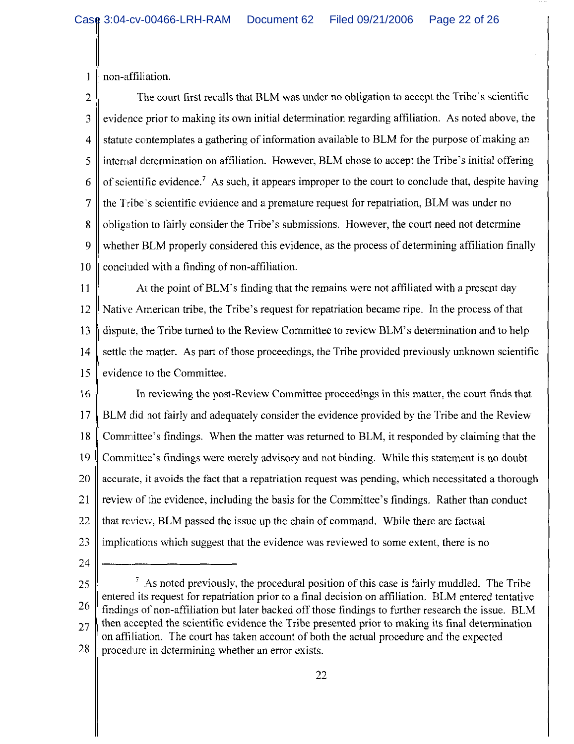non-affiliation.

The court first recalls that BLM was under no obligation to accept the Tribe's scientific evidence prior to making its own initial determination regarding affiliation. As noted above, the statute contemplates a gathering of information available to BLM for the purpose of making an internal determination on affiliation. However, BLM chose to accept the Tribe's initial offering of scientific evidence.[7] As such, it appears improper to the court to conclude that, despite having the Tribe's scientific evidence and a premature request for repatriation, BLM was under no obligation to fairly consider the Tribe's submissions. However, the court need not determine whether BLM properly considered this evidence, as the process of determining affiliation finally concluded with a finding of non-affiliation.

At the point of BLM's finding that the remains were not affiliated with a present day Native American tribe, the Tribe's request for repatriation became ripe. In the process of that dispute, the Tribe turned to the Review Committee to review BLM's determination and to help settle the matter. As part of those proceedings, the Tribe provided previously unknown scientific evidence to the Committee.

In reviewing the post-Review Committee proceedings in this matter, the court finds that BLM did not fairly and adequately consider the evidence provided by the Tribe and the Review Committee's findings. When the matter was returned to BLM, it responded by claiming that the Committee's findings were merely advisory and not binding. While this statement is no doubt accurate, it avoids the fact that a repatriation request was pending, which necessitated a thorough review of the evidence, including the basis for the Committee's findings. Rather than conduct that review, BLM passed the issue up the chain of command. While there are factual implications which suggest that the evidence was reviewed to some extent, there is no

---

[7] As noted previously, the procedural position of this case is fairly muddled. The Tribe entered its request for repatriation prior to a final decision on affiliation. BLM entered tentative findings of non-affiliation but later backed off those findings to further research the issue. BLM then accepted the scientific evidence the Tribe presented prior to making its final determination on affiliation. The court has taken account of both the actual procedure and the expected procedure in determining whether an error exists.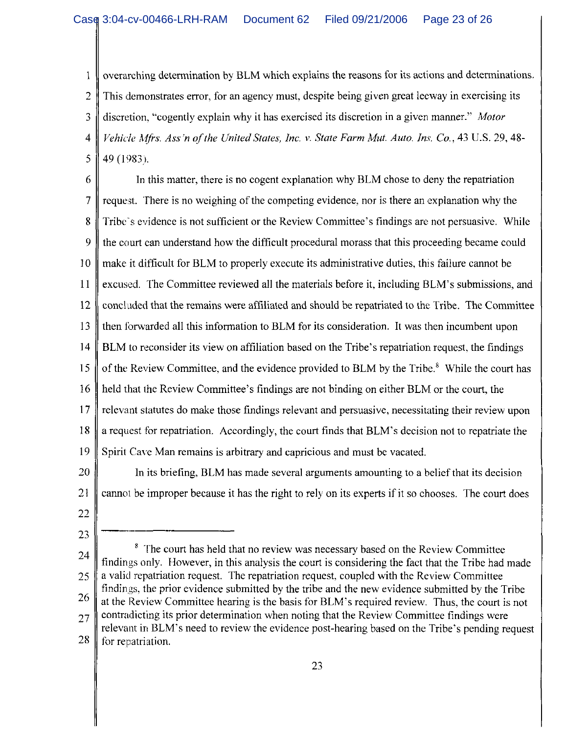overarching determination by BLM which explains the reasons for its actions and determinations. This demonstrates error, for an agency must, despite being given great leeway in exercising its discretion, "cogently explain why it has exercised its discretion in a given manner." *Motor Vehicle Mfrs. Ass'n of the United States, Inc. v. State Farm Mut. Auto. Ins. Co.*, 43 U.S. 29, 48-49 (1983).

In this matter, there is no cogent explanation why BLM chose to deny the repatriation request. There is no weighing of the competing evidence, nor is there an explanation why the Tribe's evidence is not sufficient or the Review Committee's findings are not persuasive. While the court can understand how the difficult procedural morass that this proceeding became could make it difficult for BLM to properly execute its administrative duties, this failure cannot be excused. The Committee reviewed all the materials before it, including BLM's submissions, and concluded that the remains were affiliated and should be repatriated to the Tribe. The Committee then forwarded all this information to BLM for its consideration. It was then incumbent upon BLM to reconsider its view on affiliation based on the Tribe's repatriation request, the findings of the Review Committee, and the evidence provided to BLM by the Tribe.[8] While the court has held that the Review Committee's findings are not binding on either BLM or the court, the relevant statutes do make those findings relevant and persuasive, necessitating their review upon a request for repatriation. Accordingly, the court finds that BLM's decision not to repatriate the Spirit Cave Man remains is arbitrary and capricious and must be vacated.

In its briefing, BLM has made several arguments amounting to a belief that its decision cannot be improper because it has the right to rely on its experts if it so chooses. The court does

---

[8] The court has held that no review was necessary based on the Review Committee findings only. However, in this analysis the court is considering the fact that the Tribe had made a valid repatriation request. The repatriation request, coupled with the Review Committee findings, the prior evidence submitted by the tribe and the new evidence submitted by the Tribe at the Review Committee hearing is the basis for BLM's required review. Thus, the court is not contradicting its prior determination when noting that the Review Committee findings were relevant in BLM's need to review the evidence post-hearing based on the Tribe's pending request for repatriation.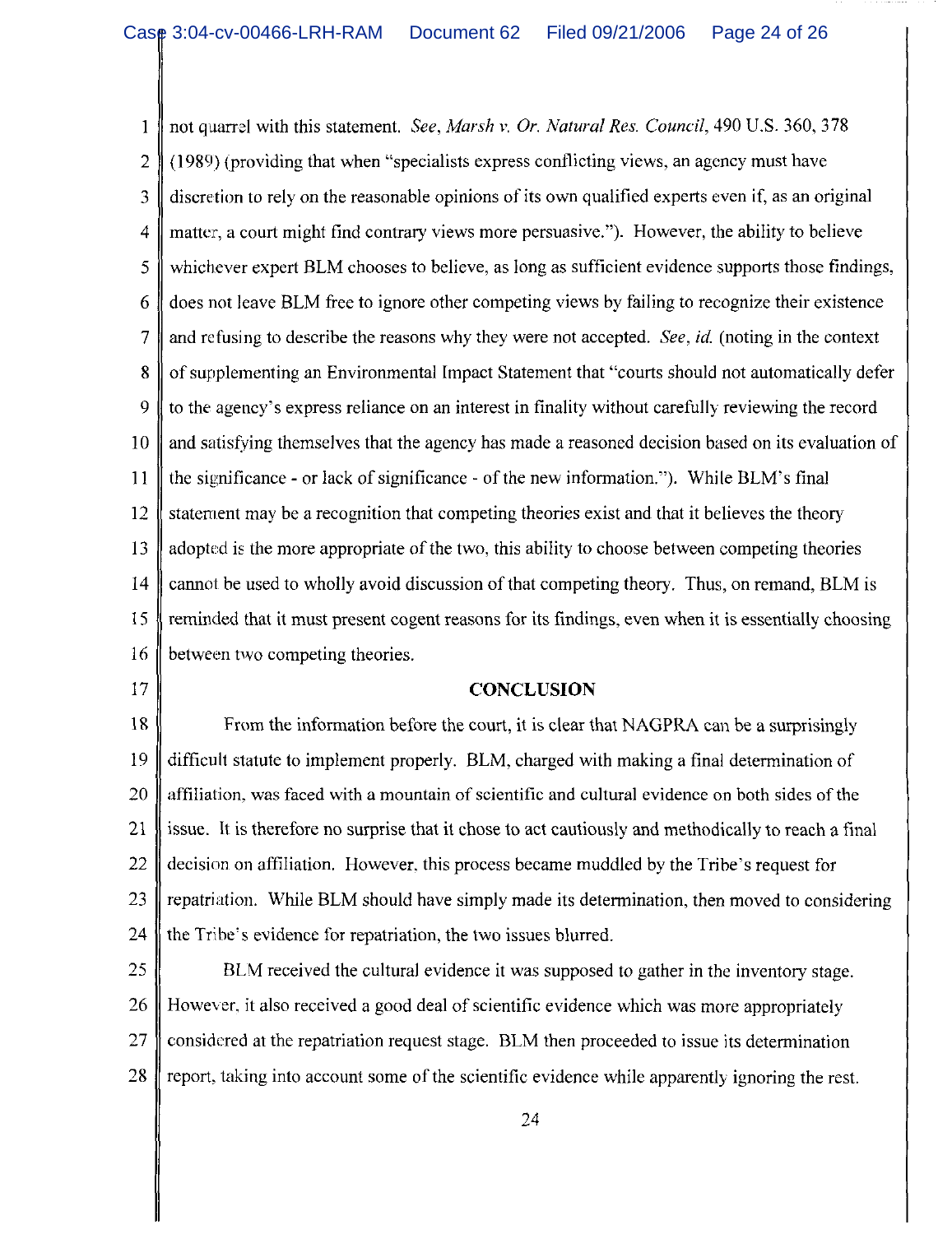not quarrel with this statement. *See*, *Marsh v. Or. Natural Res. Council*, 490 U.S. 360, 378 (1989) (providing that when "specialists express conflicting views, an agency must have discretion to rely on the reasonable opinions of its own qualified experts even if, as an original matter, a court might find contrary views more persuasive."). However, the ability to believe whichever expert BLM chooses to believe, as long as sufficient evidence supports those findings, does not leave BLM free to ignore other competing views by failing to recognize their existence and refusing to describe the reasons why they were not accepted. *See*, *id.* (noting in the context of supplementing an Environmental Impact Statement that "courts should not automatically defer to the agency's express reliance on an interest in finality without carefully reviewing the record and satisfying themselves that the agency has made a reasoned decision based on its evaluation of the significance - or lack of significance - of the new information."). While BLM's final statement may be a recognition that competing theories exist and that it believes the theory adopted is the more appropriate of the two, this ability to choose between competing theories cannot be used to wholly avoid discussion of that competing theory. Thus, on remand, BLM is reminded that it must present cogent reasons for its findings, even when it is essentially choosing between two competing theories.

## CONCLUSION

From the information before the court, it is clear that NAGPRA can be a surprisingly difficult statute to implement properly. BLM, charged with making a final determination of affiliation, was faced with a mountain of scientific and cultural evidence on both sides of the issue. It is therefore no surprise that it chose to act cautiously and methodically to reach a final decision on affiliation. However, this process became muddled by the Tribe's request for repatriation. While BLM should have simply made its determination, then moved to considering the Tribe's evidence for repatriation, the two issues blurred.

BLM received the cultural evidence it was supposed to gather in the inventory stage. However, it also received a good deal of scientific evidence which was more appropriately considered at the repatriation request stage. BLM then proceeded to issue its determination report, taking into account some of the scientific evidence while apparently ignoring the rest.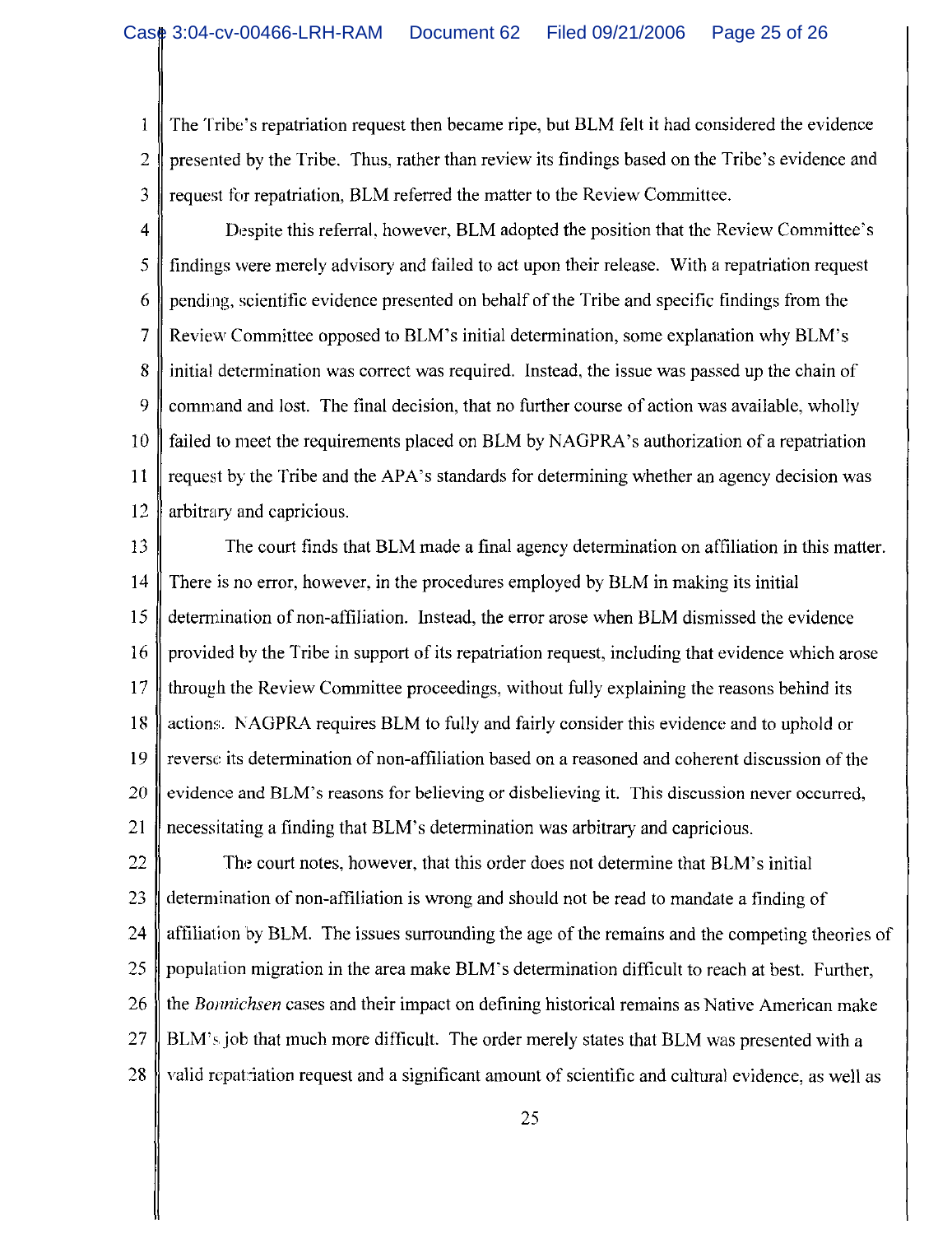The Tribe's repatriation request then became ripe, but BLM felt it had considered the evidence presented by the Tribe. Thus, rather than review its findings based on the Tribe's evidence and request for repatriation, BLM referred the matter to the Review Committee.

Despite this referral, however, BLM adopted the position that the Review Committee's findings were merely advisory and failed to act upon their release. With a repatriation request pending, scientific evidence presented on behalf of the Tribe and specific findings from the Review Committee opposed to BLM's initial determination, some explanation why BLM's initial determination was correct was required. Instead, the issue was passed up the chain of command and lost. The final decision, that no further course of action was available, wholly failed to meet the requirements placed on BLM by NAGPRA's authorization of a repatriation request by the Tribe and the APA's standards for determining whether an agency decision was arbitrary and capricious.

The court finds that BLM made a final agency determination on affiliation in this matter. There is no error, however, in the procedures employed by BLM in making its initial determination of non-affiliation. Instead, the error arose when BLM dismissed the evidence provided by the Tribe in support of its repatriation request, including that evidence which arose through the Review Committee proceedings, without fully explaining the reasons behind its actions. NAGPRA requires BLM to fully and fairly consider this evidence and to uphold or reverse its determination of non-affiliation based on a reasoned and coherent discussion of the evidence and BLM's reasons for believing or disbelieving it. This discussion never occurred, necessitating a finding that BLM's determination was arbitrary and capricious.

The court notes, however, that this order does not determine that BLM's initial determination of non-affiliation is wrong and should not be read to mandate a finding of affiliation by BLM. The issues surrounding the age of the remains and the competing theories of population migration in the area make BLM's determination difficult to reach at best. Further, the *Bonnichsen* cases and their impact on defining historical remains as Native American make BLM's job that much more difficult. The order merely states that BLM was presented with a valid repatriation request and a significant amount of scientific and cultural evidence, as well as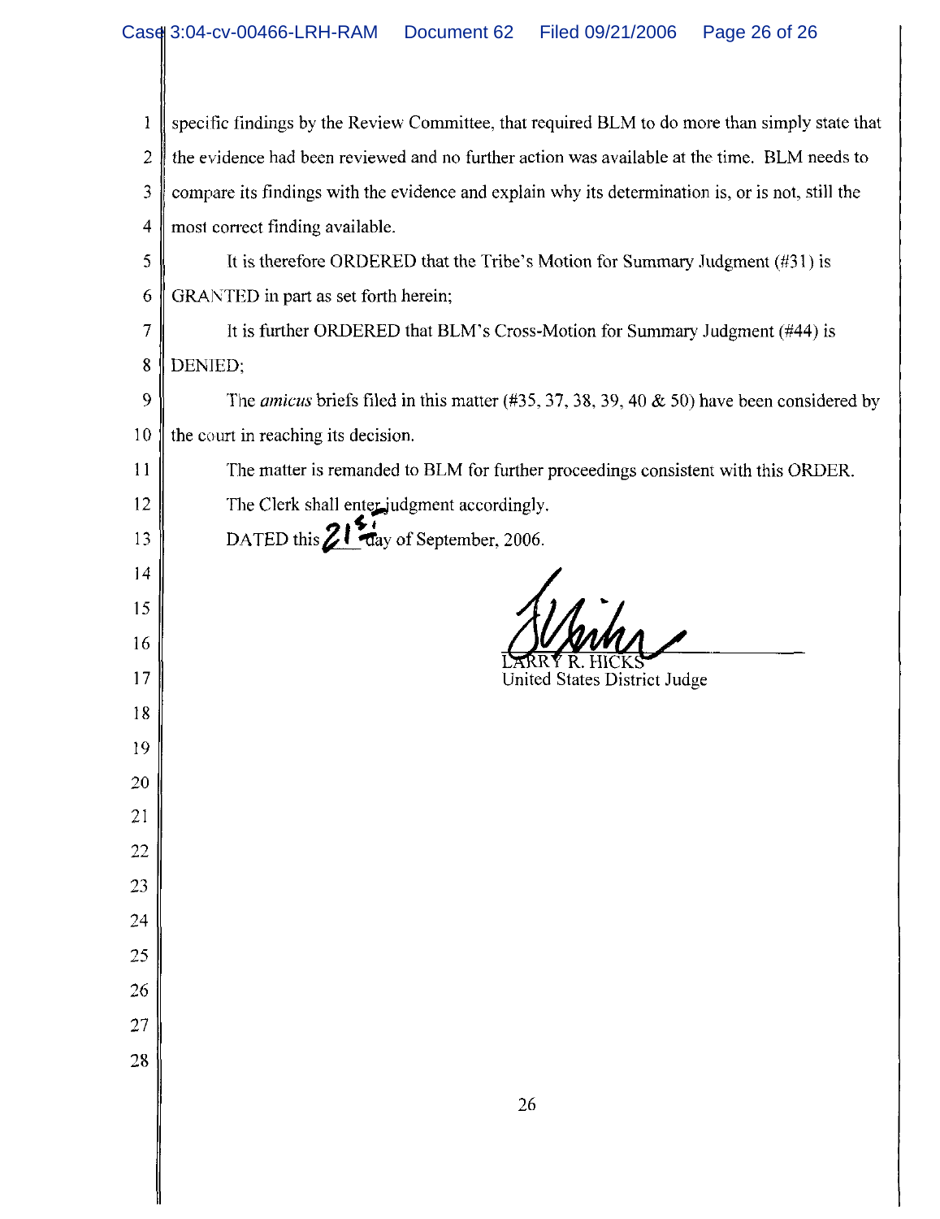specific findings by the Review Committee, that required BLM to do more than simply state that the evidence had been reviewed and no further action was available at the time. BLM needs to compare its findings with the evidence and explain why its determination is, or is not, still the most correct finding available.

It is therefore ORDERED that the Tribe's Motion for Summary Judgment (#31) is GRANTED in part as set forth herein;

It is further ORDERED that BLM's Cross-Motion for Summary Judgment (#44) is DENIED;

The *amicus* briefs filed in this matter (#35, 37, 38, 39, 40 & 50) have been considered by the court in reaching its decision.

The matter is remanded to BLM for further proceedings consistent with this ORDER.

The Clerk shall enter judgment accordingly.

DATED this 21st day of September, 2006.

LARRY R. HICKS
United States District Judge